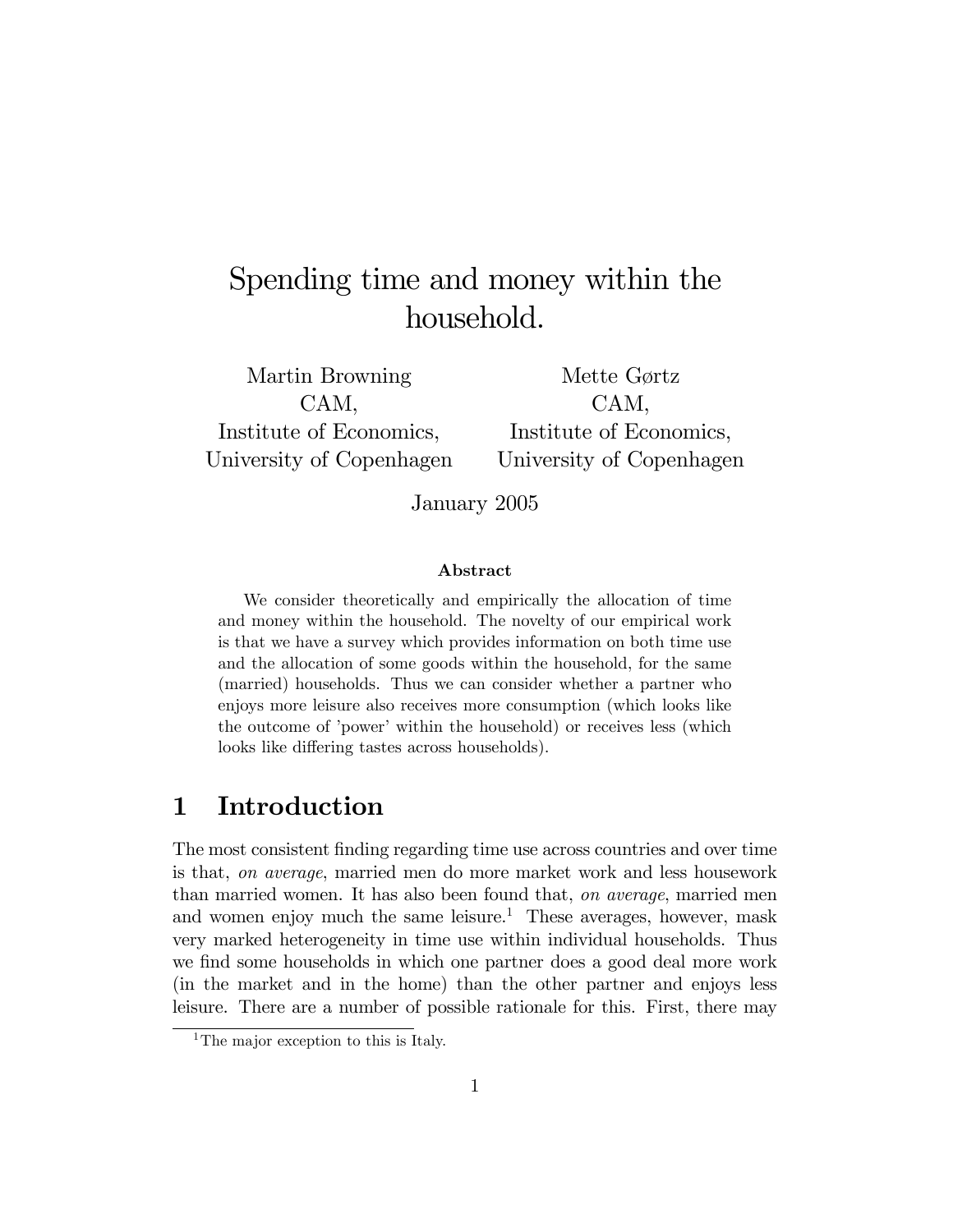# Spending time and money within the household.

Martin Browning
CAM,
Institute of Economics,
University of Copenhagen

Mette Gørtz
CAM,
Institute of Economics,
University of Copenhagen

January 2005

**Abstract**

We consider theoretically and empirically the allocation of time and money within the household. The novelty of our empirical work is that we have a survey which provides information on both time use and the allocation of some goods within the household, for the same (married) households. Thus we can consider whether a partner who enjoys more leisure also receives more consumption (which looks like the outcome of 'power' within the household) or receives less (which looks like differing tastes across households).

## 1 Introduction

The most consistent finding regarding time use across countries and over time is that, *on average*, married men do more market work and less housework than married women. It has also been found that, *on average*, married men and women enjoy much the same leisure.[1] These averages, however, mask very marked heterogeneity in time use within individual households. Thus we find some households in which one partner does a good deal more work (in the market and in the home) than the other partner and enjoys less leisure. There are a number of possible rationale for this. First, there may

[1] The major exception to this is Italy.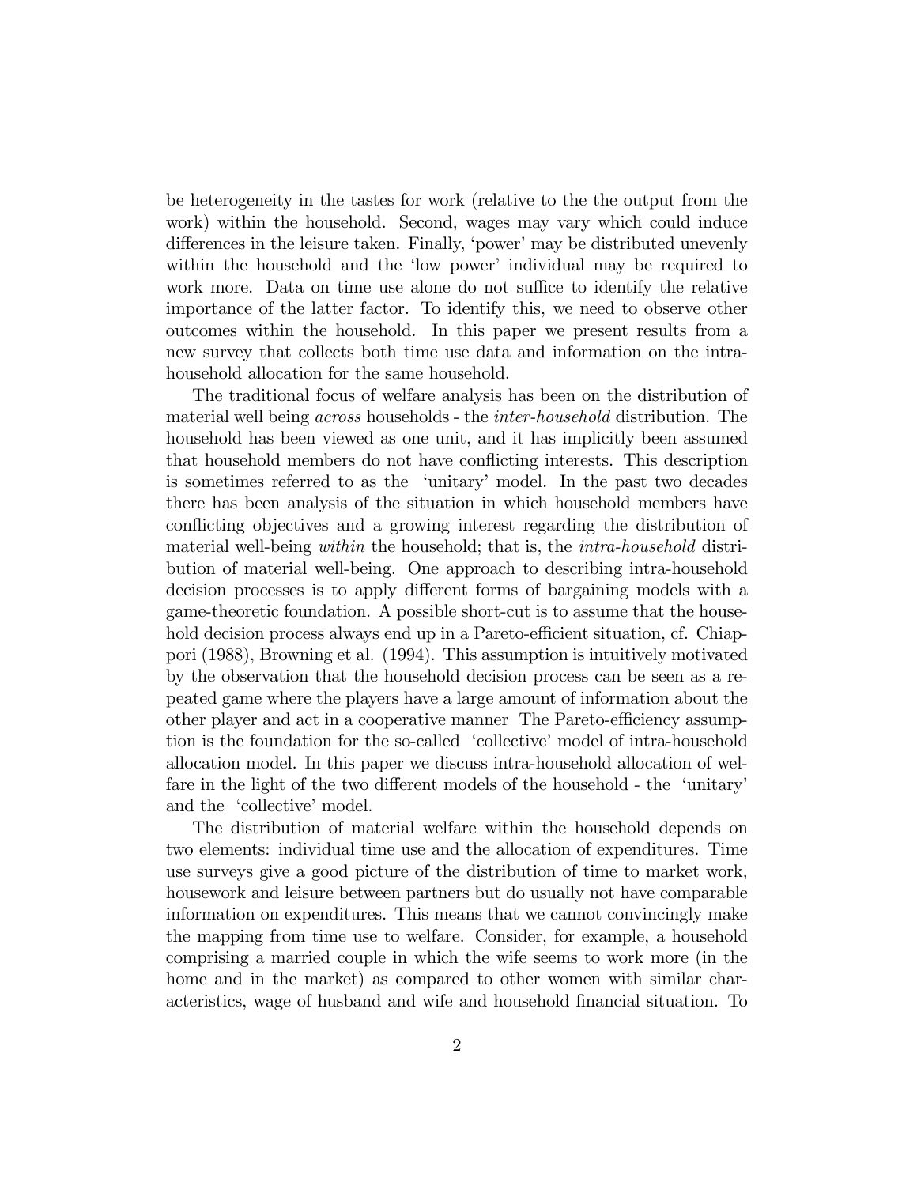be heterogeneity in the tastes for work (relative to the the output from the work) within the household. Second, wages may vary which could induce differences in the leisure taken. Finally, 'power' may be distributed unevenly within the household and the 'low power' individual may be required to work more. Data on time use alone do not suffice to identify the relative importance of the latter factor. To identify this, we need to observe other outcomes within the household. In this paper we present results from a new survey that collects both time use data and information on the intra-household allocation for the same household.

The traditional focus of welfare analysis has been on the distribution of material well being *across* households - the *inter-household* distribution. The household has been viewed as one unit, and it has implicitly been assumed that household members do not have conflicting interests. This description is sometimes referred to as the 'unitary' model. In the past two decades there has been analysis of the situation in which household members have conflicting objectives and a growing interest regarding the distribution of material well-being *within* the household; that is, the *intra-household* distribution of material well-being. One approach to describing intra-household decision processes is to apply different forms of bargaining models with a game-theoretic foundation. A possible short-cut is to assume that the household decision process always end up in a Pareto-efficient situation, cf. Chiappori (1988), Browning et al. (1994). This assumption is intuitively motivated by the observation that the household decision process can be seen as a repeated game where the players have a large amount of information about the other player and act in a cooperative manner The Pareto-efficiency assumption is the foundation for the so-called 'collective' model of intra-household allocation model. In this paper we discuss intra-household allocation of welfare in the light of the two different models of the household - the 'unitary' and the 'collective' model.

The distribution of material welfare within the household depends on two elements: individual time use and the allocation of expenditures. Time use surveys give a good picture of the distribution of time to market work, housework and leisure between partners but do usually not have comparable information on expenditures. This means that we cannot convincingly make the mapping from time use to welfare. Consider, for example, a household comprising a married couple in which the wife seems to work more (in the home and in the market) as compared to other women with similar characteristics, wage of husband and wife and household financial situation. To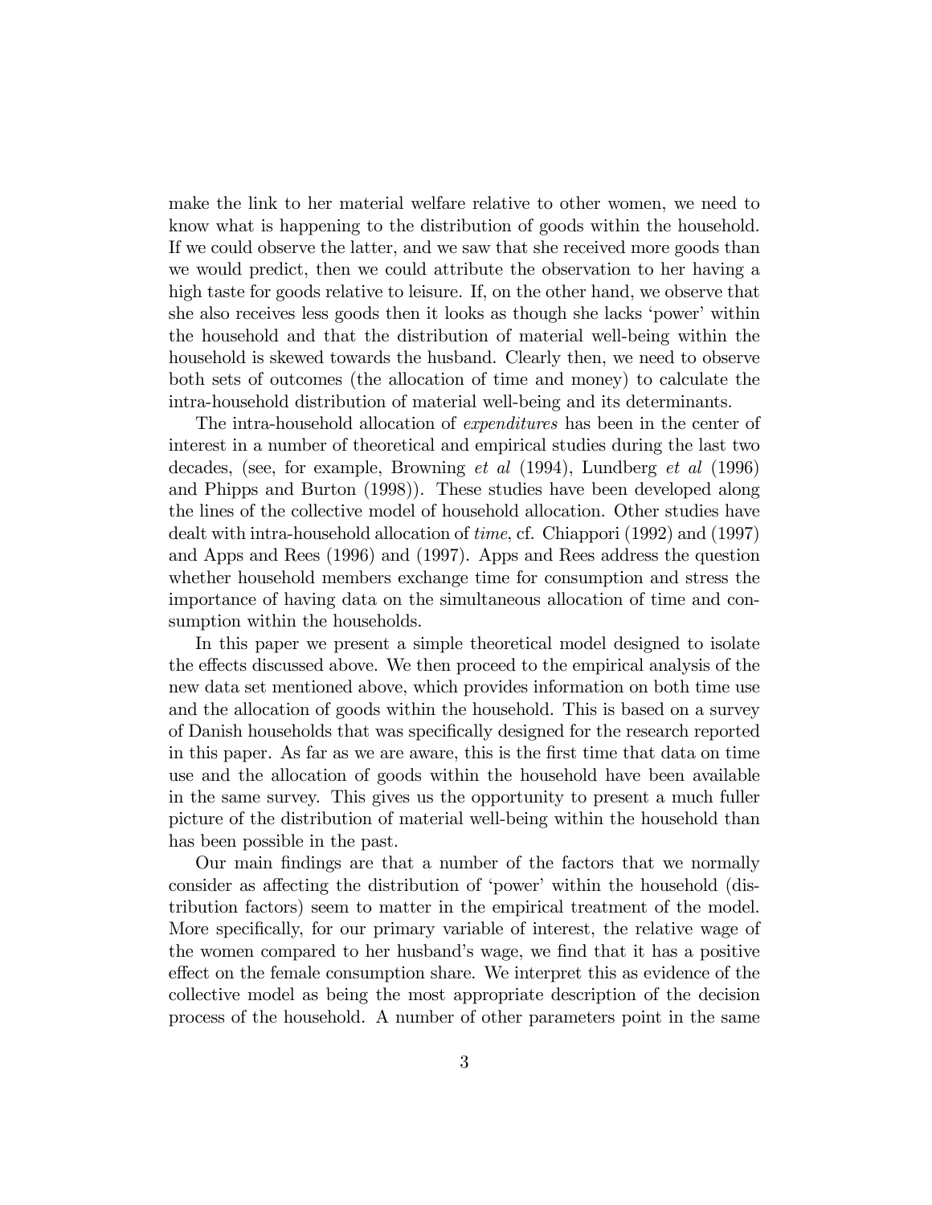make the link to her material welfare relative to other women, we need to know what is happening to the distribution of goods within the household. If we could observe the latter, and we saw that she received more goods than we would predict, then we could attribute the observation to her having a high taste for goods relative to leisure. If, on the other hand, we observe that she also receives less goods then it looks as though she lacks 'power' within the household and that the distribution of material well-being within the household is skewed towards the husband. Clearly then, we need to observe both sets of outcomes (the allocation of time and money) to calculate the intra-household distribution of material well-being and its determinants.

The intra-household allocation of *expenditures* has been in the center of interest in a number of theoretical and empirical studies during the last two decades, (see, for example, Browning *et al* (1994), Lundberg *et al* (1996) and Phipps and Burton (1998)). These studies have been developed along the lines of the collective model of household allocation. Other studies have dealt with intra-household allocation of *time*, cf. Chiappori (1992) and (1997) and Apps and Rees (1996) and (1997). Apps and Rees address the question whether household members exchange time for consumption and stress the importance of having data on the simultaneous allocation of time and consumption within the households.

In this paper we present a simple theoretical model designed to isolate the effects discussed above. We then proceed to the empirical analysis of the new data set mentioned above, which provides information on both time use and the allocation of goods within the household. This is based on a survey of Danish households that was specifically designed for the research reported in this paper. As far as we are aware, this is the first time that data on time use and the allocation of goods within the household have been available in the same survey. This gives us the opportunity to present a much fuller picture of the distribution of material well-being within the household than has been possible in the past.

Our main findings are that a number of the factors that we normally consider as affecting the distribution of 'power' within the household (distribution factors) seem to matter in the empirical treatment of the model. More specifically, for our primary variable of interest, the relative wage of the women compared to her husband's wage, we find that it has a positive effect on the female consumption share. We interpret this as evidence of the collective model as being the most appropriate description of the decision process of the household. A number of other parameters point in the same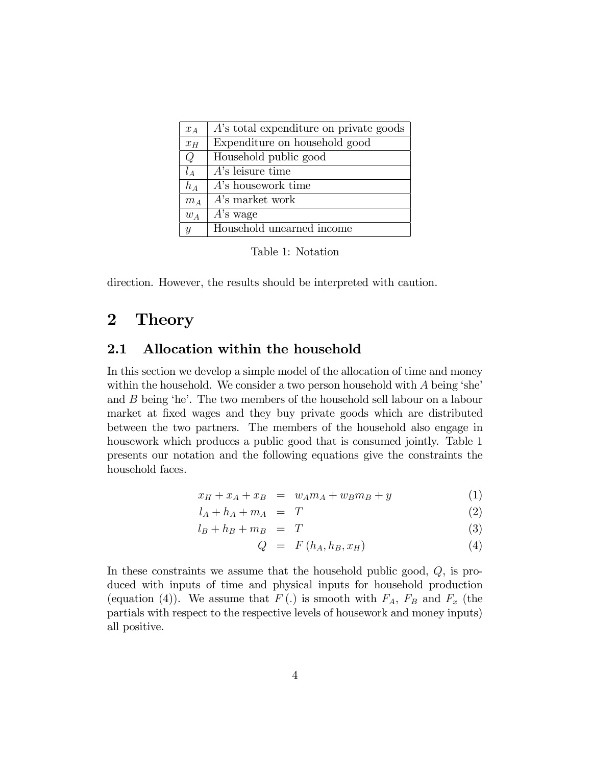| $x_A$ | $A$'s total expenditure on private goods |
|---|---|
| $x_H$ | Expenditure on household good |
| $Q$ | Household public good |
| $l_A$ | $A$'s leisure time |
| $h_A$ | $A$'s housework time |
| $m_A$ | $A$'s market work |
| $w_A$ | $A$'s wage |
| $y$ | Household unearned income |

Table 1: Notation

direction. However, the results should be interpreted with caution.

# 2 Theory

## 2.1 Allocation within the household

In this section we develop a simple model of the allocation of time and money within the household. We consider a two person household with $A$ being 'she' and $B$ being 'he'. The two members of the household sell labour on a labour market at fixed wages and they buy private goods which are distributed between the two partners. The members of the household also engage in housework which produces a public good that is consumed jointly. Table 1 presents our notation and the following equations give the constraints the household faces.

$$x_H + x_A + x_B = w_A m_A + w_B m_B + y \tag{1}$$

$$l_A + h_A + m_A = T \tag{2}$$

$$l_B + h_B + m_B = T \tag{3}$$

$$Q = F(h_A, h_B, x_H) \tag{4}$$

In these constraints we assume that the household public good, $Q$, is produced with inputs of time and physical inputs for household production (equation (4)). We assume that $F(.)$ is smooth with $F_A$, $F_B$ and $F_x$ (the partials with respect to the respective levels of housework and money inputs) all positive.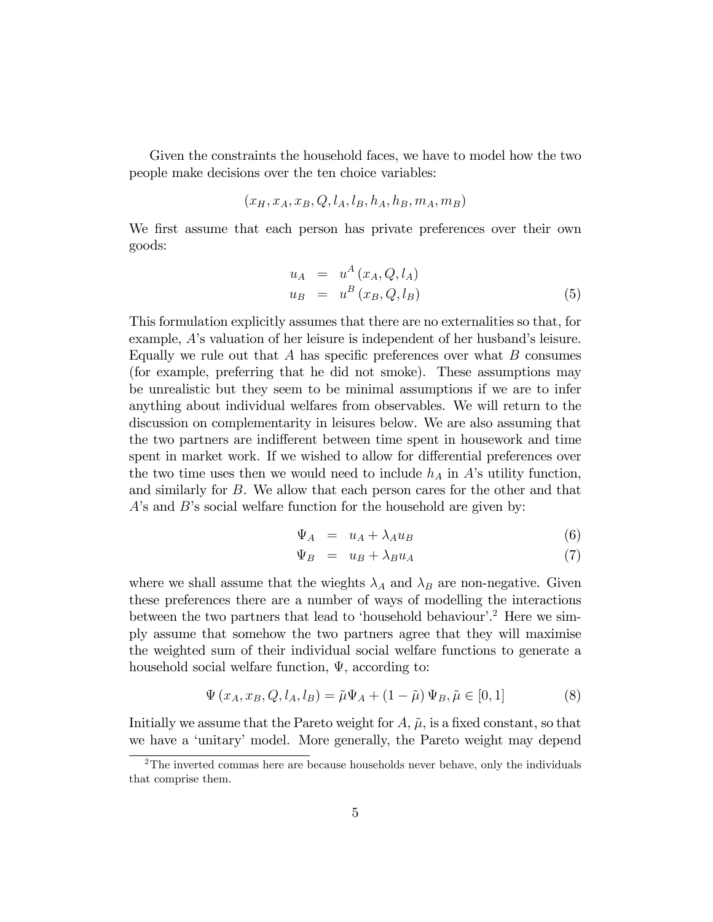Given the constraints the household faces, we have to model how the two people make decisions over the ten choice variables:

$$(x_H, x_A, x_B, Q, l_A, l_B, h_A, h_B, m_A, m_B)$$

We first assume that each person has private preferences over their own goods:

$$\begin{aligned} u_A &= u^A(x_A, Q, l_A) \\ u_B &= u^B(x_B, Q, l_B) \end{aligned} \tag{5}$$

This formulation explicitly assumes that there are no externalities so that, for example, $A$'s valuation of her leisure is independent of her husband's leisure. Equally we rule out that $A$ has specific preferences over what $B$ consumes (for example, preferring that he did not smoke). These assumptions may be unrealistic but they seem to be minimal assumptions if we are to infer anything about individual welfares from observables. We will return to the discussion on complementarity in leisures below. We are also assuming that the two partners are indifferent between time spent in housework and time spent in market work. If we wished to allow for differential preferences over the two time uses then we would need to include $h_A$ in $A$'s utility function, and similarly for $B$. We allow that each person cares for the other and that $A$'s and $B$'s social welfare function for the household are given by:

$$\Psi_A = u_A + \lambda_A u_B \tag{6}$$

$$\Psi_B = u_B + \lambda_B u_A \tag{7}$$

where we shall assume that the wieghts $\lambda_A$ and $\lambda_B$ are non-negative. Given these preferences there are a number of ways of modelling the interactions between the two partners that lead to 'household behaviour'.[2] Here we simply assume that somehow the two partners agree that they will maximise the weighted sum of their individual social welfare functions to generate a household social welfare function, $\Psi$, according to:

$$\Psi(x_A, x_B, Q, l_A, l_B) = \tilde{\mu}\Psi_A + (1 - \tilde{\mu})\Psi_B, \tilde{\mu} \in [0, 1] \tag{8}$$

Initially we assume that the Pareto weight for $A$, $\tilde{\mu}$, is a fixed constant, so that we have a 'unitary' model. More generally, the Pareto weight may depend

[2] The inverted commas here are because households never behave, only the individuals that comprise them.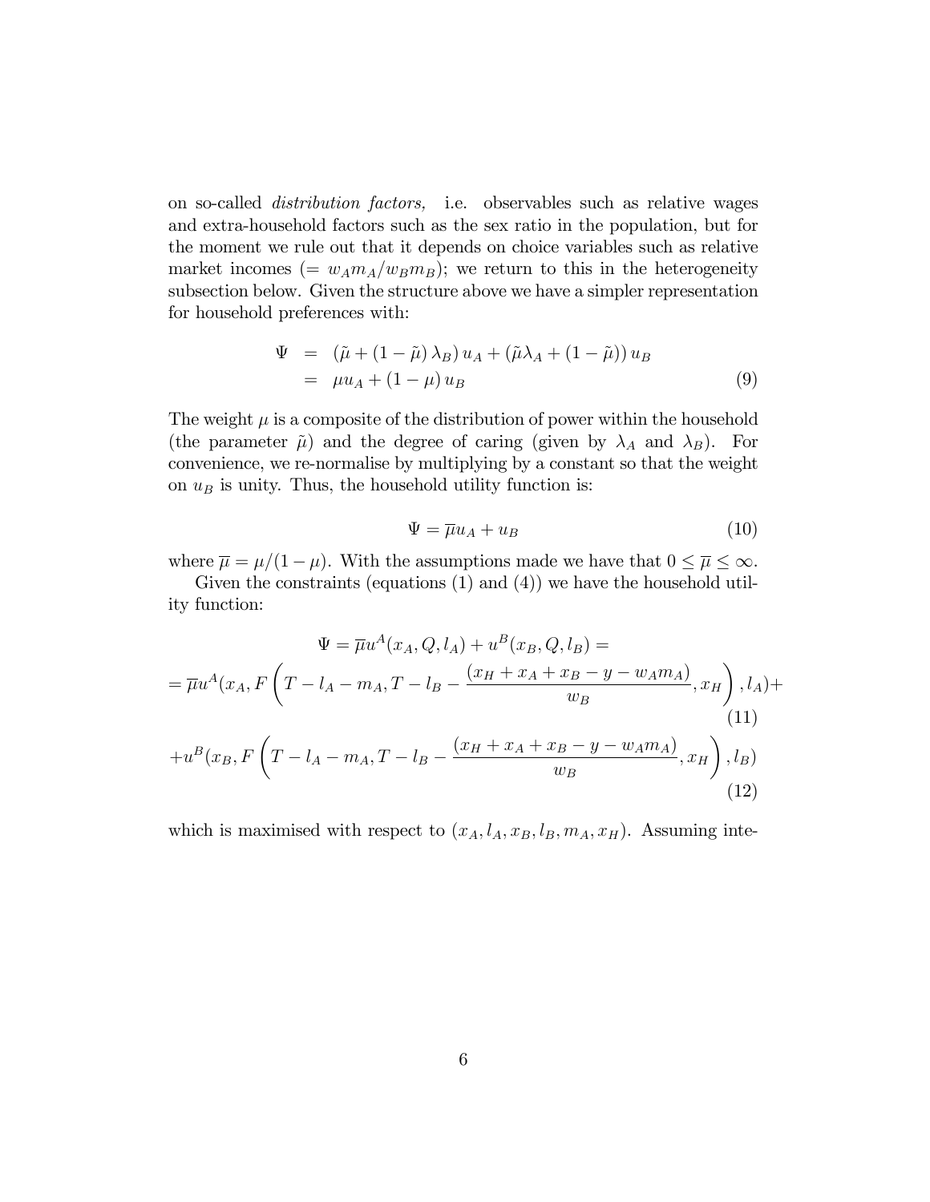on so-called *distribution factors*, i.e. observables such as relative wages and extra-household factors such as the sex ratio in the population, but for the moment we rule out that it depends on choice variables such as relative market incomes ($= w_A m_A / w_B m_B$); we return to this in the heterogeneity subsection below. Given the structure above we have a simpler representation for household preferences with:

$$
\begin{aligned}
\Psi &= \left(\tilde{\mu} + (1-\tilde{\mu})\,\lambda_B\right) u_A + \left(\tilde{\mu}\lambda_A + (1-\tilde{\mu})\right) u_B \\
&= \mu u_A + (1-\mu)\, u_B \qquad (9)
\end{aligned}
$$

The weight $\mu$ is a composite of the distribution of power within the household (the parameter $\tilde{\mu}$) and the degree of caring (given by $\lambda_A$ and $\lambda_B$). For convenience, we re-normalise by multiplying by a constant so that the weight on $u_B$ is unity. Thus, the household utility function is:

$$
\Psi = \overline{\mu} u_A + u_B \qquad (10)
$$

where $\overline{\mu} = \mu/(1-\mu)$. With the assumptions made we have that $0 \leq \overline{\mu} \leq \infty$.

Given the constraints (equations (1) and (4)) we have the household utility function:

$$
\Psi = \overline{\mu} u^A(x_A, Q, l_A) + u^B(x_B, Q, l_B) =
$$

$$
= \overline{\mu} u^A(x_A, F\left(T - l_A - m_A, T - l_B - \frac{(x_H + x_A + x_B - y - w_A m_A)}{w_B}, x_H\right), l_A) + \qquad (11)
$$

$$
+ u^B(x_B, F\left(T - l_A - m_A, T - l_B - \frac{(x_H + x_A + x_B - y - w_A m_A)}{w_B}, x_H\right), l_B) \qquad (12)
$$

which is maximised with respect to $(x_A, l_A, x_B, l_B, m_A, x_H)$. Assuming inte-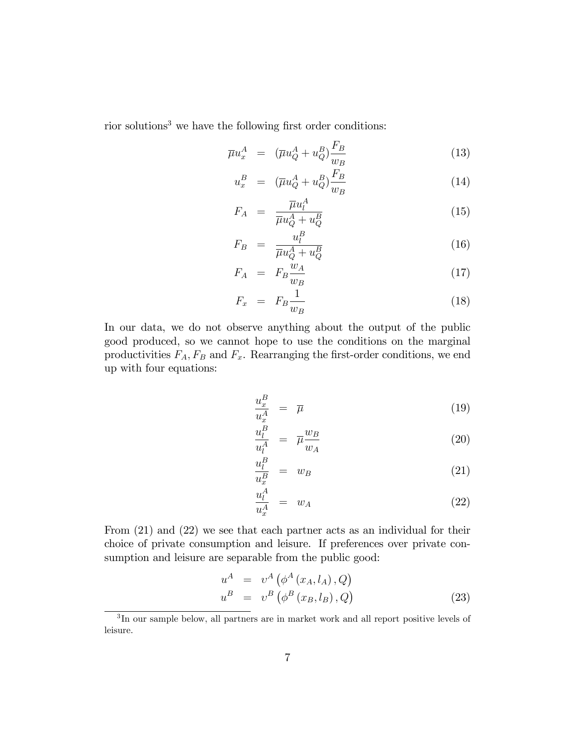rior solutions[3] we have the following first order conditions:

$$\overline{\mu} u_x^A = (\overline{\mu} u_Q^A + u_Q^B) \frac{F_B}{w_B} \tag{13}$$

$$u_x^B = (\overline{\mu} u_Q^A + u_Q^B) \frac{F_B}{w_B} \tag{14}$$

$$F_A = \frac{\overline{\mu} u_l^A}{\overline{\mu} u_Q^A + u_Q^B} \tag{15}$$

$$F_B = \frac{u_l^B}{\overline{\mu} u_Q^A + u_Q^B} \tag{16}$$

$$F_A = F_B \frac{w_A}{w_B} \tag{17}$$

$$F_x = F_B \frac{1}{w_B} \tag{18}$$

In our data, we do not observe anything about the output of the public good produced, so we cannot hope to use the conditions on the marginal productivities $F_A, F_B$ and $F_x$. Rearranging the first-order conditions, we end up with four equations:

$$\frac{u_x^B}{u_x^A} = \overline{\mu} \tag{19}$$

$$\frac{u_l^B}{u_l^A} = \overline{\mu} \frac{w_B}{w_A} \tag{20}$$

$$\frac{u_l^B}{u_x^B} = w_B \tag{21}$$

$$\frac{u_l^A}{u_x^A} = w_A \tag{22}$$

From (21) and (22) we see that each partner acts as an individual for their choice of private consumption and leisure. If preferences over private consumption and leisure are separable from the public good:

$$\begin{aligned} u^A &= \upsilon^A \left( \phi^A (x_A, l_A), Q \right) \\ u^B &= \upsilon^B \left( \phi^B (x_B, l_B), Q \right) \end{aligned} \tag{23}$$

[3] In our sample below, all partners are in market work and all report positive levels of leisure.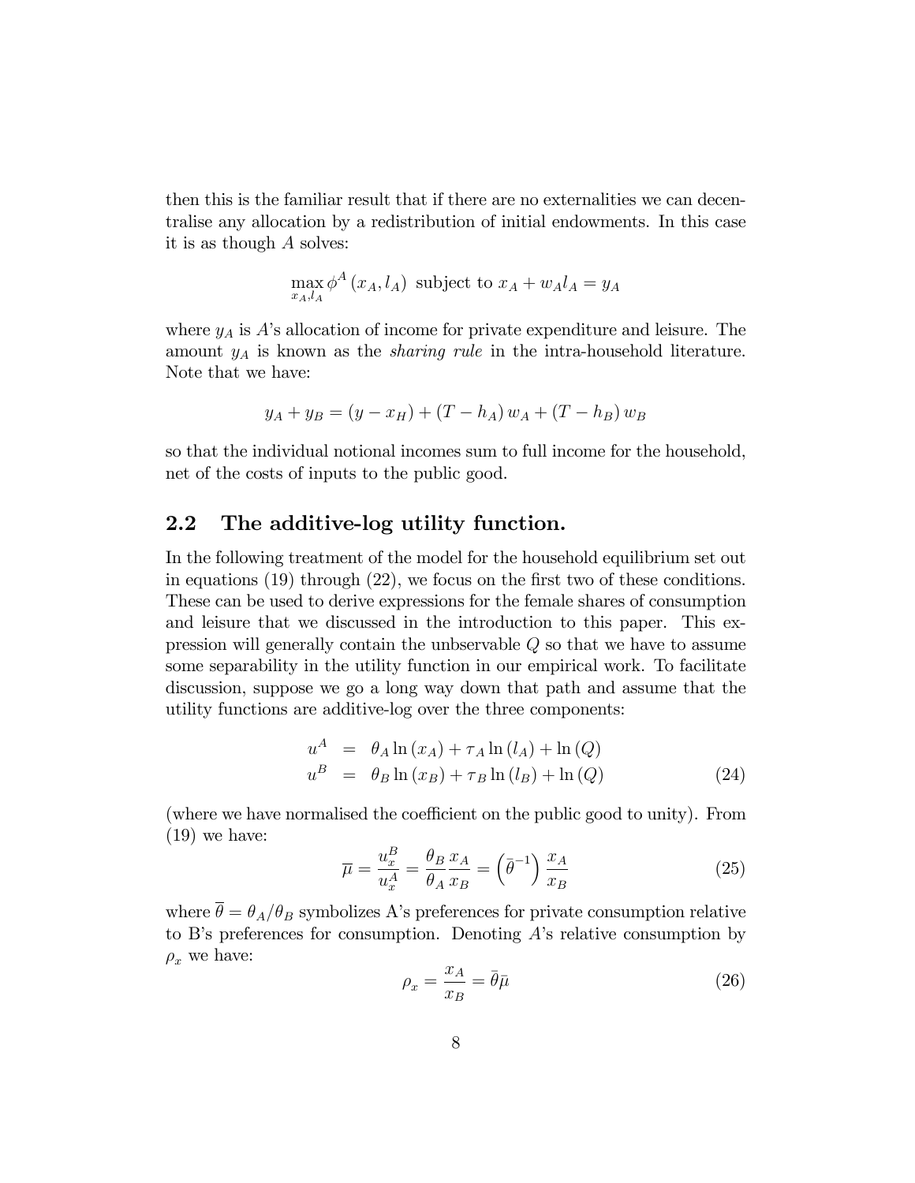then this is the familiar result that if there are no externalities we can decentralise any allocation by a redistribution of initial endowments. In this case it is as though $A$ solves:

$$\max_{x_A, l_A} \phi^A(x_A, l_A) \text{ subject to } x_A + w_A l_A = y_A$$

where $y_A$ is $A$'s allocation of income for private expenditure and leisure. The amount $y_A$ is known as the *sharing rule* in the intra-household literature. Note that we have:

$$y_A + y_B = (y - x_H) + (T - h_A) w_A + (T - h_B) w_B$$

so that the individual notional incomes sum to full income for the household, net of the costs of inputs to the public good.

## 2.2 The additive-log utility function.

In the following treatment of the model for the household equilibrium set out in equations (19) through (22), we focus on the first two of these conditions. These can be used to derive expressions for the female shares of consumption and leisure that we discussed in the introduction to this paper. This expression will generally contain the unobservable $Q$ so that we have to assume some separability in the utility function in our empirical work. To facilitate discussion, suppose we go a long way down that path and assume that the utility functions are additive-log over the three components:

$$\begin{aligned} u^A &= \theta_A \ln(x_A) + \tau_A \ln(l_A) + \ln(Q) \\ u^B &= \theta_B \ln(x_B) + \tau_B \ln(l_B) + \ln(Q) \end{aligned} \tag{24}$$

(where we have normalised the coefficient on the public good to unity). From (19) we have:

$$\overline{\mu} = \frac{u_x^B}{u_x^A} = \frac{\theta_B}{\theta_A} \frac{x_A}{x_B} = \left(\bar{\theta}^{-1}\right) \frac{x_A}{x_B} \tag{25}$$

where $\overline{\theta} = \theta_A / \theta_B$ symbolizes A's preferences for private consumption relative to B's preferences for consumption. Denoting $A$'s relative consumption by $\rho_x$ we have:

$$\rho_x = \frac{x_A}{x_B} = \bar{\theta}\bar{\mu} \tag{26}$$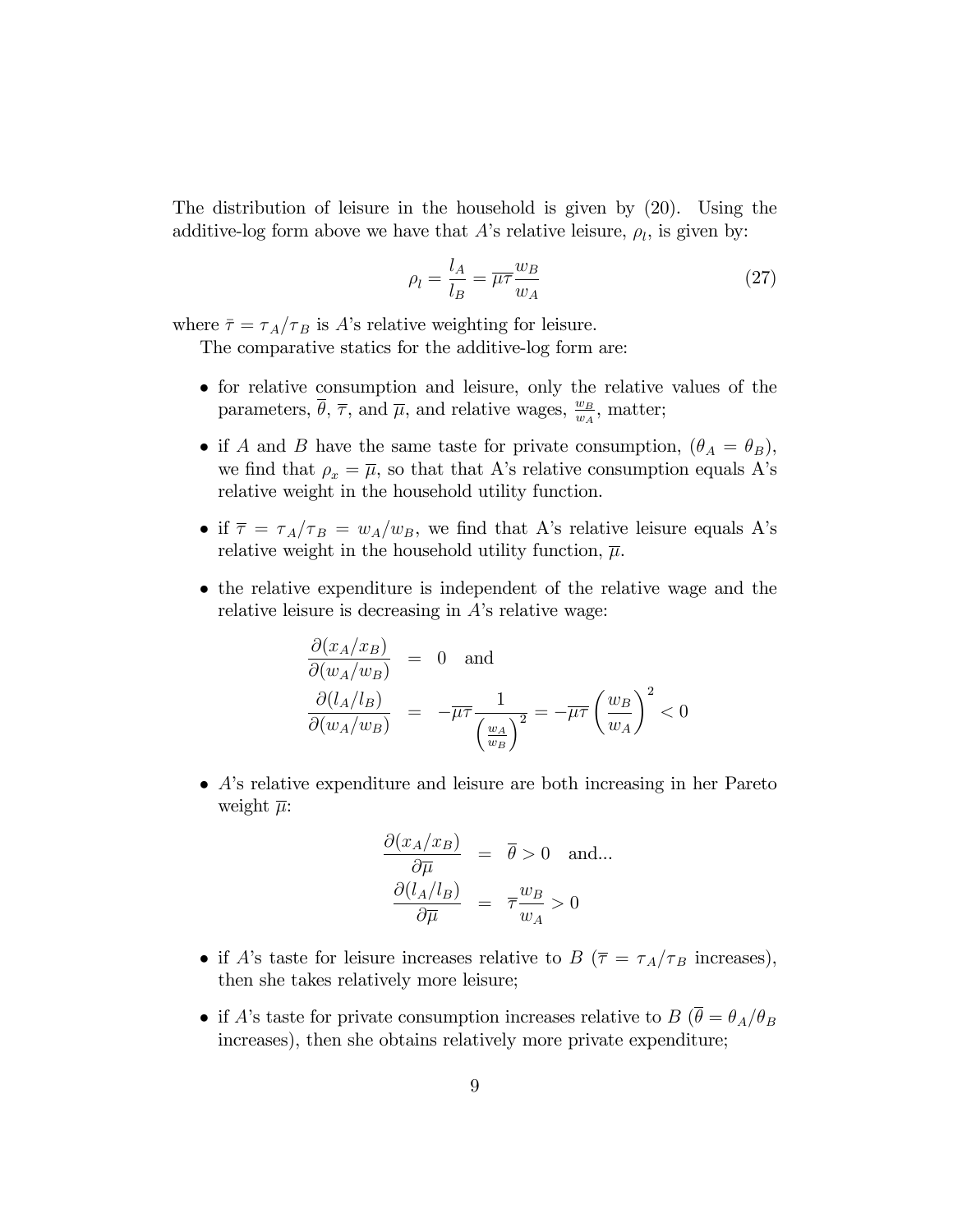The distribution of leisure in the household is given by (20). Using the additive-log form above we have that $A$'s relative leisure, $\rho_l$, is given by:

$$\rho_l = \frac{l_A}{l_B} = \overline{\mu}\overline{\tau}\frac{w_B}{w_A} \tag{27}$$

where $\bar{\tau} = \tau_A/\tau_B$ is $A$'s relative weighting for leisure.

The comparative statics for the additive-log form are:

- for relative consumption and leisure, only the relative values of the parameters, $\overline{\theta}$, $\overline{\tau}$, and $\overline{\mu}$, and relative wages, $\frac{w_B}{w_A}$, matter;
- if $A$ and $B$ have the same taste for private consumption, ($\theta_A = \theta_B$), we find that $\rho_x = \overline{\mu}$, so that that A's relative consumption equals A's relative weight in the household utility function.
- if $\overline{\tau} = \tau_A/\tau_B = w_A/w_B$, we find that A's relative leisure equals A's relative weight in the household utility function, $\overline{\mu}$.
- the relative expenditure is independent of the relative wage and the relative leisure is decreasing in $A$'s relative wage:

$$\begin{aligned}
\frac{\partial(x_A/x_B)}{\partial(w_A/w_B)} &= 0 \quad \text{and} \\
\frac{\partial(l_A/l_B)}{\partial(w_A/w_B)} &= -\overline{\mu}\overline{\tau}\frac{1}{\left(\frac{w_A}{w_B}\right)^2} = -\overline{\mu}\overline{\tau}\left(\frac{w_B}{w_A}\right)^2 < 0
\end{aligned}$$

- $A$'s relative expenditure and leisure are both increasing in her Pareto weight $\overline{\mu}$:

$$\begin{aligned}
\frac{\partial(x_A/x_B)}{\partial\overline{\mu}} &= \overline{\theta} > 0 \quad \text{and...} \\
\frac{\partial(l_A/l_B)}{\partial\overline{\mu}} &= \overline{\tau}\frac{w_B}{w_A} > 0
\end{aligned}$$

- if $A$'s taste for leisure increases relative to $B$ ($\overline{\tau} = \tau_A/\tau_B$ increases), then she takes relatively more leisure;
- if $A$'s taste for private consumption increases relative to $B$ ($\overline{\theta} = \theta_A/\theta_B$ increases), then she obtains relatively more private expenditure;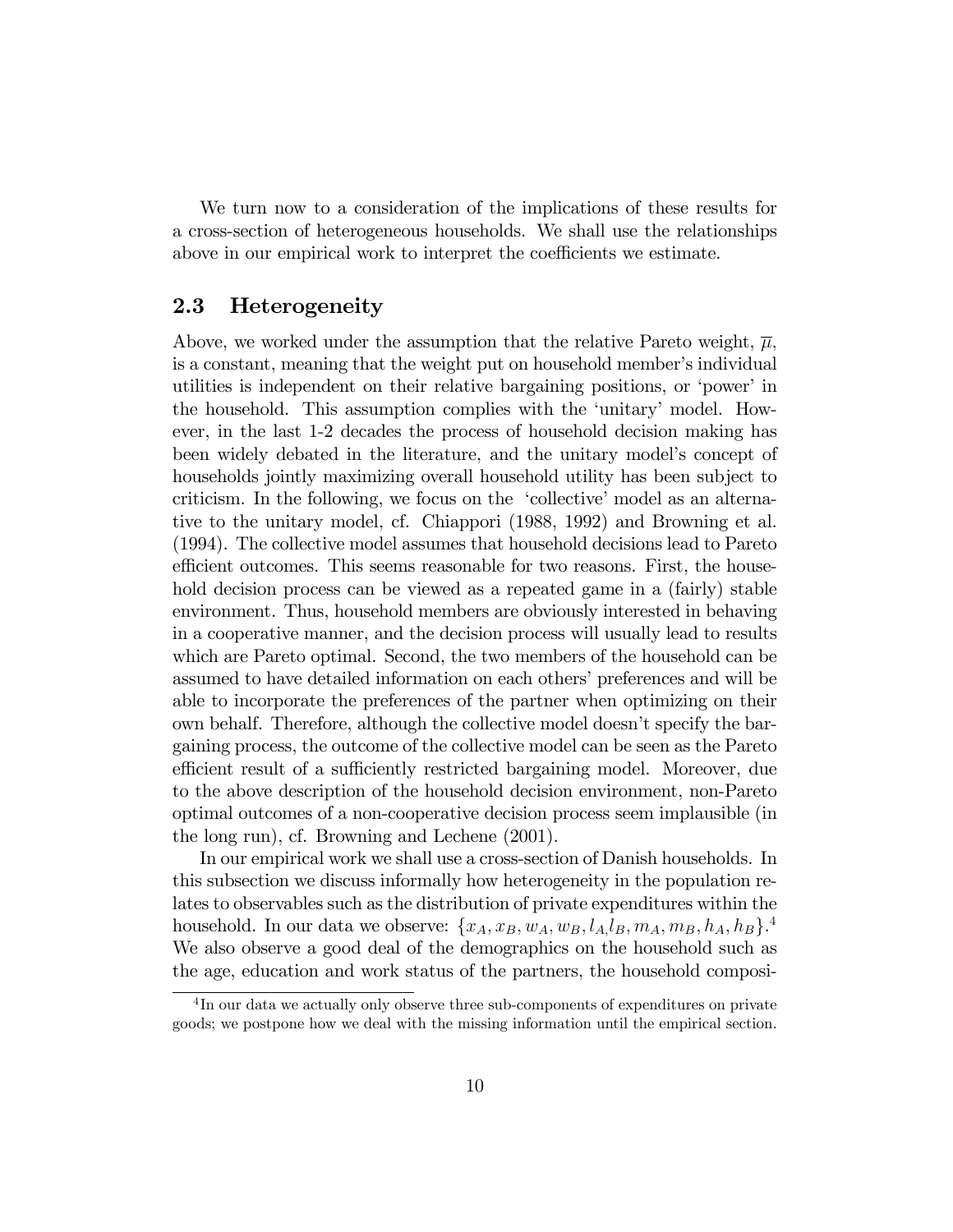We turn now to a consideration of the implications of these results for a cross-section of heterogeneous households. We shall use the relationships above in our empirical work to interpret the coefficients we estimate.

## 2.3 Heterogeneity

Above, we worked under the assumption that the relative Pareto weight, $\overline{\mu}$, is a constant, meaning that the weight put on household member's individual utilities is independent on their relative bargaining positions, or 'power' in the household. This assumption complies with the 'unitary' model. However, in the last 1-2 decades the process of household decision making has been widely debated in the literature, and the unitary model's concept of households jointly maximizing overall household utility has been subject to criticism. In the following, we focus on the 'collective' model as an alternative to the unitary model, cf. Chiappori (1988, 1992) and Browning et al. (1994). The collective model assumes that household decisions lead to Pareto efficient outcomes. This seems reasonable for two reasons. First, the household decision process can be viewed as a repeated game in a (fairly) stable environment. Thus, household members are obviously interested in behaving in a cooperative manner, and the decision process will usually lead to results which are Pareto optimal. Second, the two members of the household can be assumed to have detailed information on each others' preferences and will be able to incorporate the preferences of the partner when optimizing on their own behalf. Therefore, although the collective model doesn't specify the bargaining process, the outcome of the collective model can be seen as the Pareto efficient result of a sufficiently restricted bargaining model. Moreover, due to the above description of the household decision environment, non-Pareto optimal outcomes of a non-cooperative decision process seem implausible (in the long run), cf. Browning and Lechene (2001).

In our empirical work we shall use a cross-section of Danish households. In this subsection we discuss informally how heterogeneity in the population relates to observables such as the distribution of private expenditures within the household. In our data we observe: $\{x_A, x_B, w_A, w_B, l_A, l_B, m_A, m_B, h_A, h_B\}$.[4] We also observe a good deal of the demographics on the household such as the age, education and work status of the partners, the household composi-

[4] In our data we actually only observe three sub-components of expenditures on private goods; we postpone how we deal with the missing information until the empirical section.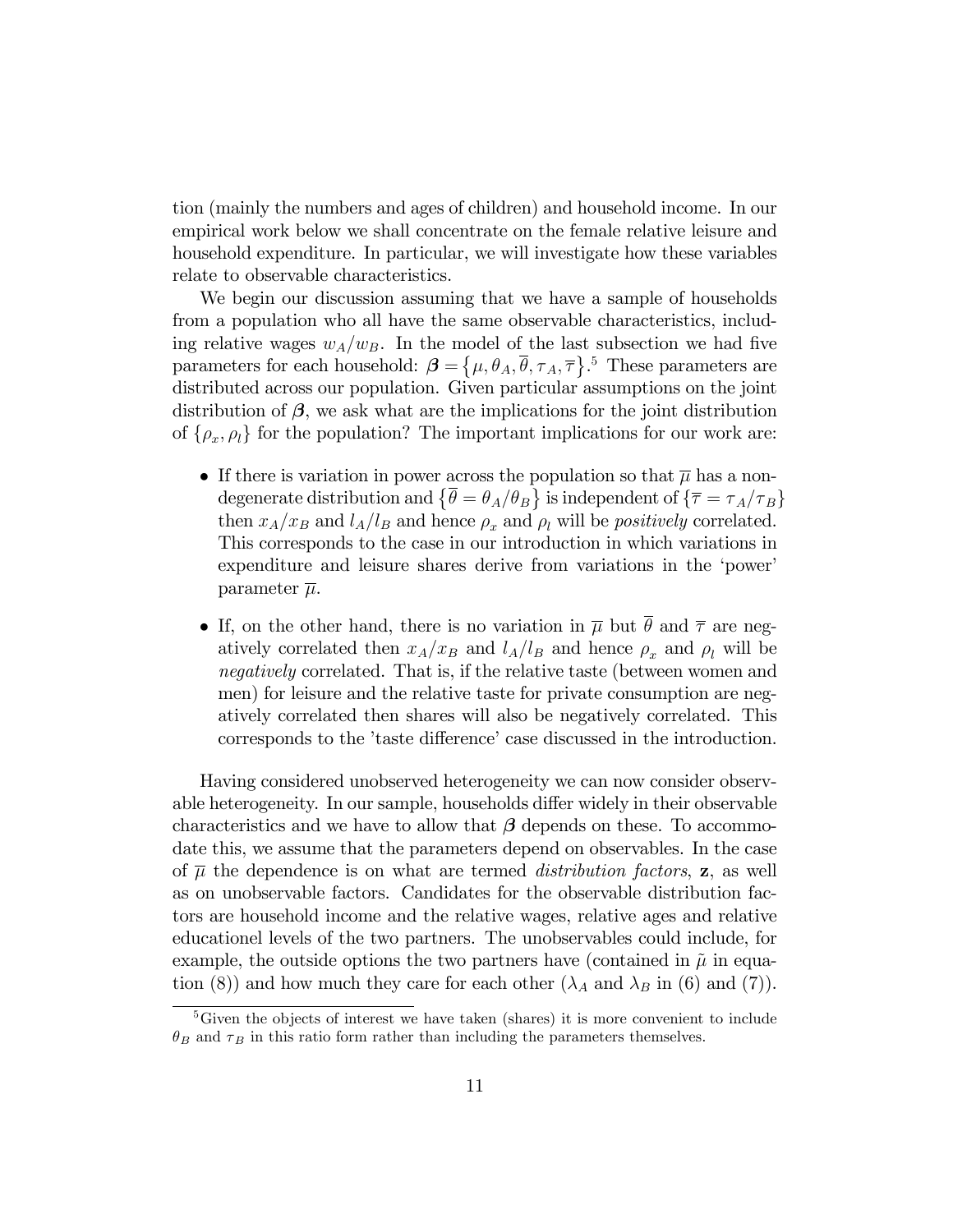tion (mainly the numbers and ages of children) and household income. In our empirical work below we shall concentrate on the female relative leisure and household expenditure. In particular, we will investigate how these variables relate to observable characteristics.

We begin our discussion assuming that we have a sample of households from a population who all have the same observable characteristics, including relative wages $w_A/w_B$. In the model of the last subsection we had five parameters for each household: $\boldsymbol{\beta} = \{\mu, \theta_A, \overline{\theta}, \tau_A, \overline{\tau}\}$.[5] These parameters are distributed across our population. Given particular assumptions on the joint distribution of $\boldsymbol{\beta}$, we ask what are the implications for the joint distribution of $\{\rho_x, \rho_l\}$ for the population? The important implications for our work are:

- If there is variation in power across the population so that $\overline{\mu}$ has a non-degenerate distribution and $\{\overline{\theta} = \theta_A/\theta_B\}$ is independent of $\{\overline{\tau} = \tau_A/\tau_B\}$ then $x_A/x_B$ and $l_A/l_B$ and hence $\rho_x$ and $\rho_l$ will be *positively* correlated. This corresponds to the case in our introduction in which variations in expenditure and leisure shares derive from variations in the 'power' parameter $\overline{\mu}$.
- If, on the other hand, there is no variation in $\overline{\mu}$ but $\overline{\theta}$ and $\overline{\tau}$ are negatively correlated then $x_A/x_B$ and $l_A/l_B$ and hence $\rho_x$ and $\rho_l$ will be *negatively* correlated. That is, if the relative taste (between women and men) for leisure and the relative taste for private consumption are negatively correlated then shares will also be negatively correlated. This corresponds to the 'taste difference' case discussed in the introduction.

Having considered unobserved heterogeneity we can now consider observable heterogeneity. In our sample, households differ widely in their observable characteristics and we have to allow that $\boldsymbol{\beta}$ depends on these. To accommodate this, we assume that the parameters depend on observables. In the case of $\overline{\mu}$ the dependence is on what are termed *distribution factors*, $\mathbf{z}$, as well as on unobservable factors. Candidates for the observable distribution factors are household income and the relative wages, relative ages and relative educationel levels of the two partners. The unobservables could include, for example, the outside options the two partners have (contained in $\tilde{\mu}$ in equation (8)) and how much they care for each other ($\lambda_A$ and $\lambda_B$ in (6) and (7)).

[5] Given the objects of interest we have taken (shares) it is more convenient to include $\theta_B$ and $\tau_B$ in this ratio form rather than including the parameters themselves.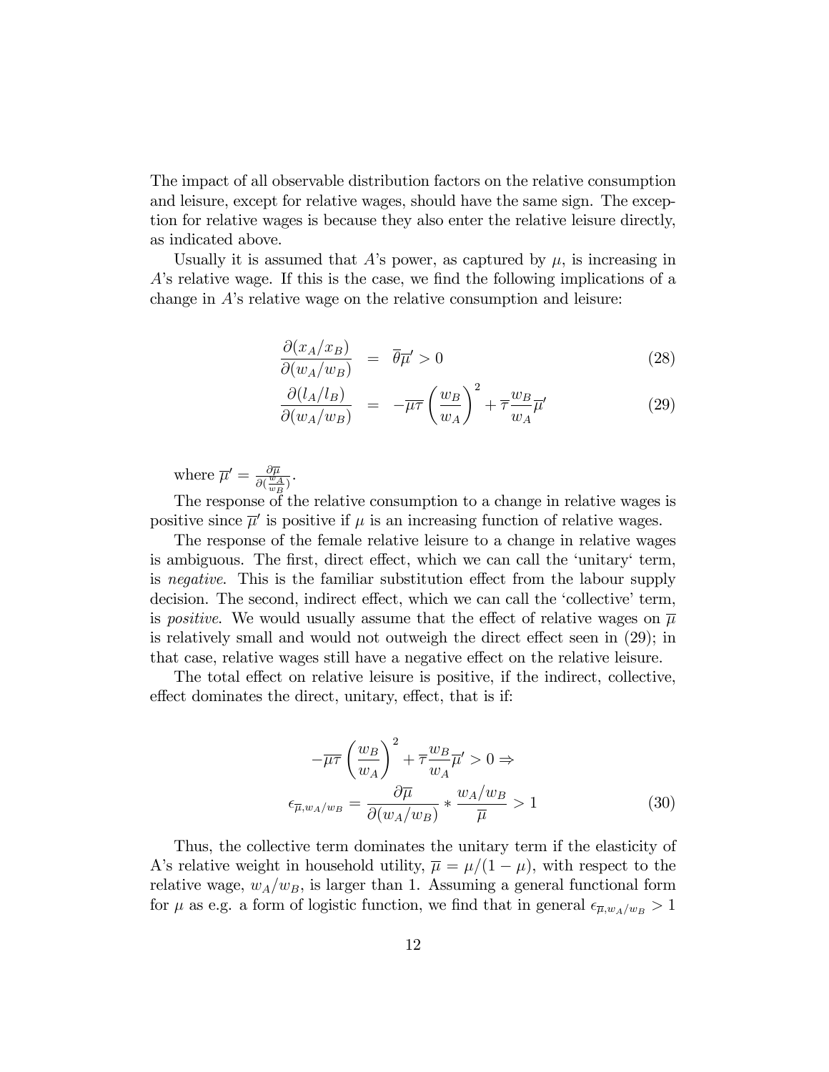The impact of all observable distribution factors on the relative consumption and leisure, except for relative wages, should have the same sign. The exception for relative wages is because they also enter the relative leisure directly, as indicated above.

Usually it is assumed that $A$'s power, as captured by $\mu$, is increasing in $A$'s relative wage. If this is the case, we find the following implications of a change in $A$'s relative wage on the relative consumption and leisure:

$$\frac{\partial(x_A/x_B)}{\partial(w_A/w_B)} = \overline{\theta}\overline{\mu}' > 0 \tag{28}$$

$$\frac{\partial(l_A/l_B)}{\partial(w_A/w_B)} = -\overline{\mu}\overline{\tau}\left(\frac{w_B}{w_A}\right)^2 + \overline{\tau}\frac{w_B}{w_A}\overline{\mu}' \tag{29}$$

where $\overline{\mu}' = \frac{\partial \overline{\mu}}{\partial(\frac{w_A}{w_B})}$.

The response of the relative consumption to a change in relative wages is positive since $\overline{\mu}'$ is positive if $\mu$ is an increasing function of relative wages.

The response of the female relative leisure to a change in relative wages is ambiguous. The first, direct effect, which we can call the 'unitary' term, is *negative*. This is the familiar substitution effect from the labour supply decision. The second, indirect effect, which we can call the 'collective' term, is *positive*. We would usually assume that the effect of relative wages on $\overline{\mu}$ is relatively small and would not outweigh the direct effect seen in (29); in that case, relative wages still have a negative effect on the relative leisure.

The total effect on relative leisure is positive, if the indirect, collective, effect dominates the direct, unitary, effect, that is if:

$$-\overline{\mu}\overline{\tau}\left(\frac{w_B}{w_A}\right)^2 + \overline{\tau}\frac{w_B}{w_A}\overline{\mu}' > 0 \Rightarrow$$

$$\epsilon_{\overline{\mu}, w_A/w_B} = \frac{\partial \overline{\mu}}{\partial(w_A/w_B)} * \frac{w_A/w_B}{\overline{\mu}} > 1 \tag{30}$$

Thus, the collective term dominates the unitary term if the elasticity of A's relative weight in household utility, $\overline{\mu} = \mu/(1-\mu)$, with respect to the relative wage, $w_A/w_B$, is larger than 1. Assuming a general functional form for $\mu$ as e.g. a form of logistic function, we find that in general $\epsilon_{\overline{\mu}, w_A/w_B} > 1$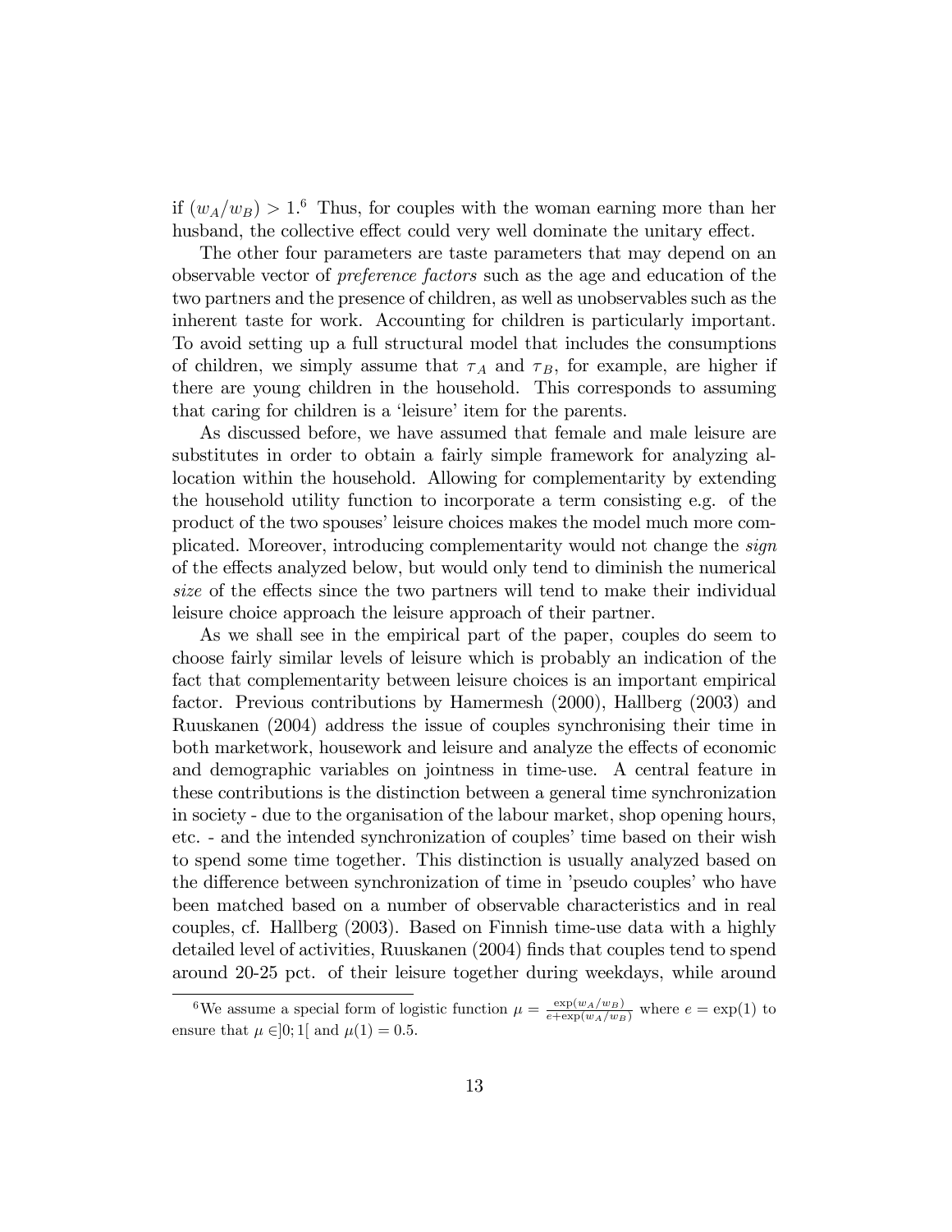if $(w_A/w_B) > 1$.[6] Thus, for couples with the woman earning more than her husband, the collective effect could very well dominate the unitary effect.

The other four parameters are taste parameters that may depend on an observable vector of *preference factors* such as the age and education of the two partners and the presence of children, as well as unobservables such as the inherent taste for work. Accounting for children is particularly important. To avoid setting up a full structural model that includes the consumptions of children, we simply assume that $\tau_A$ and $\tau_B$, for example, are higher if there are young children in the household. This corresponds to assuming that caring for children is a 'leisure' item for the parents.

As discussed before, we have assumed that female and male leisure are substitutes in order to obtain a fairly simple framework for analyzing allocation within the household. Allowing for complementarity by extending the household utility function to incorporate a term consisting e.g. of the product of the two spouses' leisure choices makes the model much more complicated. Moreover, introducing complementarity would not change the *sign* of the effects analyzed below, but would only tend to diminish the numerical *size* of the effects since the two partners will tend to make their individual leisure choice approach the leisure approach of their partner.

As we shall see in the empirical part of the paper, couples do seem to choose fairly similar levels of leisure which is probably an indication of the fact that complementarity between leisure choices is an important empirical factor. Previous contributions by Hamermesh (2000), Hallberg (2003) and Ruuskanen (2004) address the issue of couples synchronising their time in both marketwork, housework and leisure and analyze the effects of economic and demographic variables on jointness in time-use. A central feature in these contributions is the distinction between a general time synchronization in society - due to the organisation of the labour market, shop opening hours, etc. - and the intended synchronization of couples' time based on their wish to spend some time together. This distinction is usually analyzed based on the difference between synchronization of time in 'pseudo couples' who have been matched based on a number of observable characteristics and in real couples, cf. Hallberg (2003). Based on Finnish time-use data with a highly detailed level of activities, Ruuskanen (2004) finds that couples tend to spend around 20-25 pct. of their leisure together during weekdays, while around

[6] We assume a special form of logistic function $\mu = \frac{\exp(w_A/w_B)}{e+\exp(w_A/w_B)}$ where $e = \exp(1)$ to ensure that $\mu \in ]0;1[$ and $\mu(1) = 0.5$.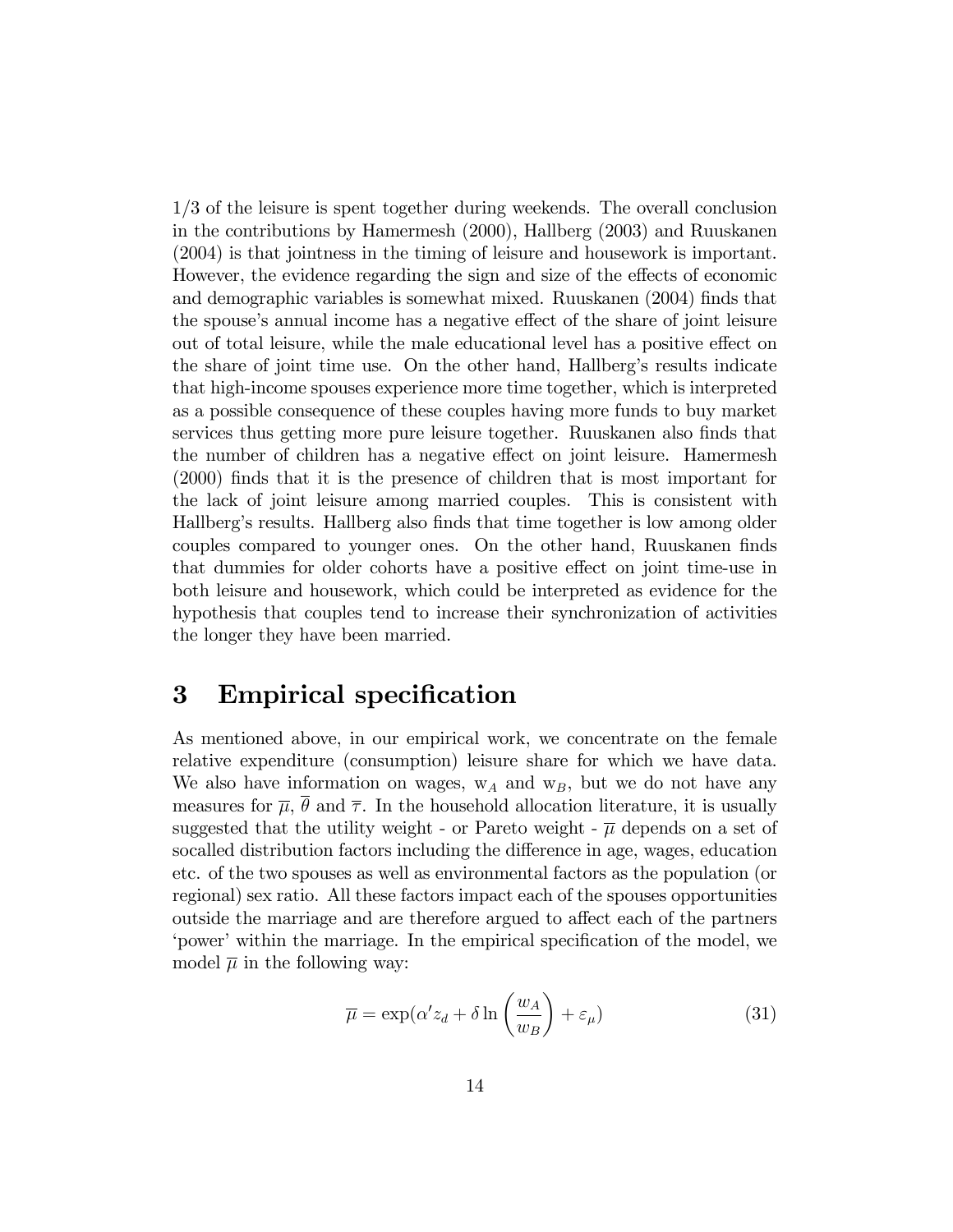1/3 of the leisure is spent together during weekends. The overall conclusion in the contributions by Hamermesh (2000), Hallberg (2003) and Ruuskanen (2004) is that jointness in the timing of leisure and housework is important. However, the evidence regarding the sign and size of the effects of economic and demographic variables is somewhat mixed. Ruuskanen (2004) finds that the spouse's annual income has a negative effect of the share of joint leisure out of total leisure, while the male educational level has a positive effect on the share of joint time use. On the other hand, Hallberg's results indicate that high-income spouses experience more time together, which is interpreted as a possible consequence of these couples having more funds to buy market services thus getting more pure leisure together. Ruuskanen also finds that the number of children has a negative effect on joint leisure. Hamermesh (2000) finds that it is the presence of children that is most important for the lack of joint leisure among married couples. This is consistent with Hallberg's results. Hallberg also finds that time together is low among older couples compared to younger ones. On the other hand, Ruuskanen finds that dummies for older cohorts have a positive effect on joint time-use in both leisure and housework, which could be interpreted as evidence for the hypothesis that couples tend to increase their synchronization of activities the longer they have been married.

# 3 Empirical specification

As mentioned above, in our empirical work, we concentrate on the female relative expenditure (consumption) leisure share for which we have data. We also have information on wages, $w_A$ and $w_B$, but we do not have any measures for $\overline{\mu}$, $\overline{\theta}$ and $\overline{\tau}$. In the household allocation literature, it is usually suggested that the utility weight - or Pareto weight - $\overline{\mu}$ depends on a set of socalled distribution factors including the difference in age, wages, education etc. of the two spouses as well as environmental factors as the population (or regional) sex ratio. All these factors impact each of the spouses opportunities outside the marriage and are therefore argued to affect each of the partners 'power' within the marriage. In the empirical specification of the model, we model $\overline{\mu}$ in the following way:

$$\overline{\mu} = \exp(\alpha' z_d + \delta \ln\left(\frac{w_A}{w_B}\right) + \varepsilon_\mu) \tag{31}$$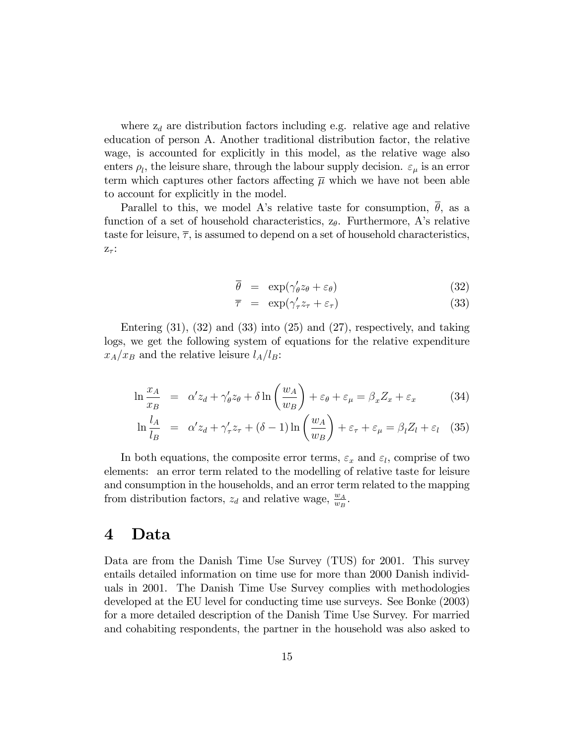where $z_d$ are distribution factors including e.g. relative age and relative education of person A. Another traditional distribution factor, the relative wage, is accounted for explicitly in this model, as the relative wage also enters $\rho_l$, the leisure share, through the labour supply decision. $\varepsilon_\mu$ is an error term which captures other factors affecting $\overline{\mu}$ which we have not been able to account for explicitly in the model.

Parallel to this, we model A's relative taste for consumption, $\overline{\theta}$, as a function of a set of household characteristics, $z_\theta$. Furthermore, A's relative taste for leisure, $\overline{\tau}$, is assumed to depend on a set of household characteristics, $z_\tau$:

$$
\overline{\theta} = \exp(\gamma_\theta' z_\theta + \varepsilon_\theta) \tag{32}
$$

$$
\overline{\tau} = \exp(\gamma_\tau' z_\tau + \varepsilon_\tau) \tag{33}
$$

Entering (31), (32) and (33) into (25) and (27), respectively, and taking logs, we get the following system of equations for the relative expenditure $x_A/x_B$ and the relative leisure $l_A/l_B$:

$$
\ln \frac{x_A}{x_B} = \alpha' z_d + \gamma_\theta' z_\theta + \delta \ln\left(\frac{w_A}{w_B}\right) + \varepsilon_\theta + \varepsilon_\mu = \beta_x Z_x + \varepsilon_x \tag{34}
$$

$$
\ln \frac{l_A}{l_B} = \alpha' z_d + \gamma_\tau' z_\tau + (\delta - 1) \ln\left(\frac{w_A}{w_B}\right) + \varepsilon_\tau + \varepsilon_\mu = \beta_l Z_l + \varepsilon_l \tag{35}
$$

In both equations, the composite error terms, $\varepsilon_x$ and $\varepsilon_l$, comprise of two elements: an error term related to the modelling of relative taste for leisure and consumption in the households, and an error term related to the mapping from distribution factors, $z_d$ and relative wage, $\frac{w_A}{w_B}$.

# 4 Data

Data are from the Danish Time Use Survey (TUS) for 2001. This survey entails detailed information on time use for more than 2000 Danish individuals in 2001. The Danish Time Use Survey complies with methodologies developed at the EU level for conducting time use surveys. See Bonke (2003) for a more detailed description of the Danish Time Use Survey. For married and cohabiting respondents, the partner in the household was also asked to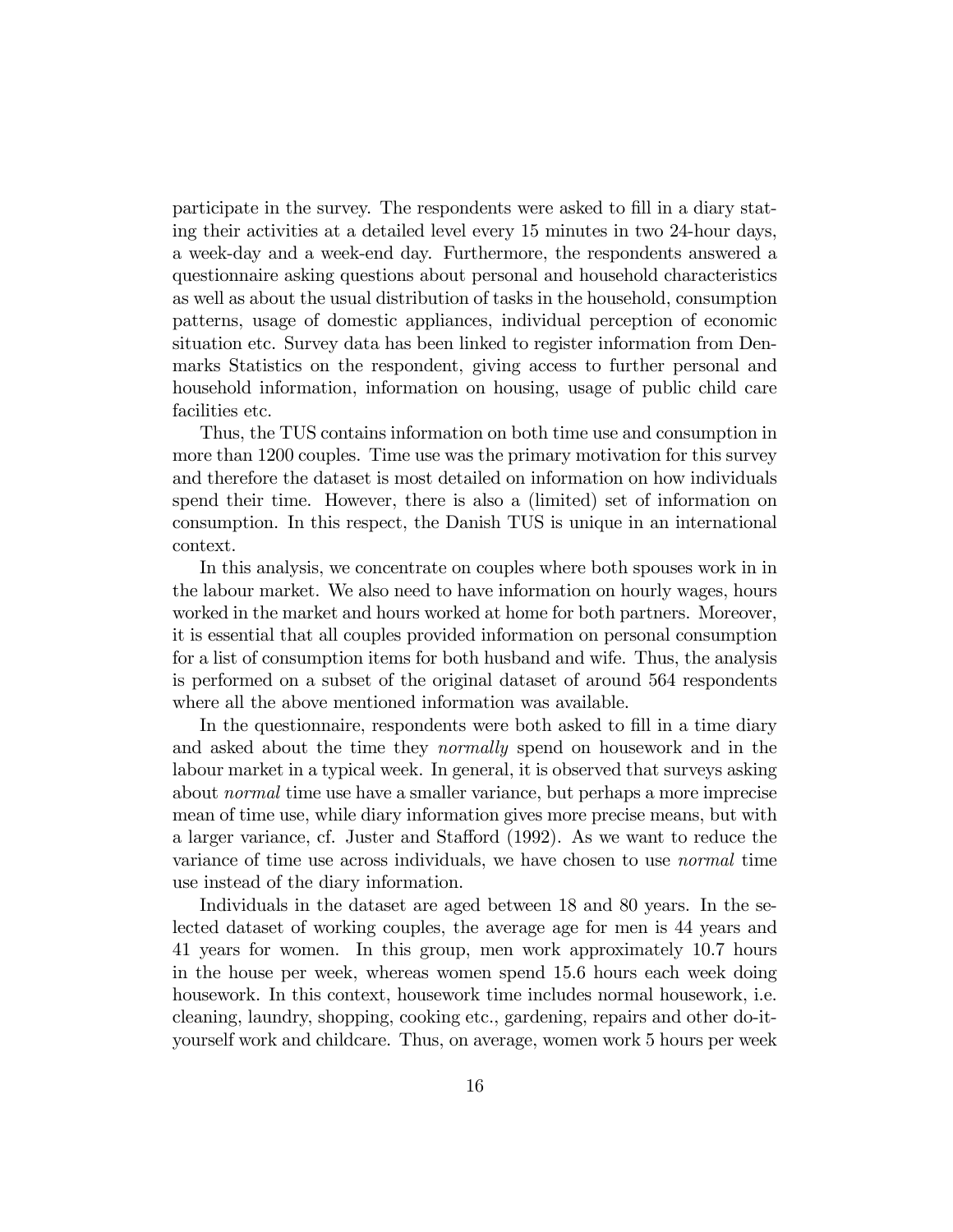participate in the survey. The respondents were asked to fill in a diary stating their activities at a detailed level every 15 minutes in two 24-hour days, a week-day and a week-end day. Furthermore, the respondents answered a questionnaire asking questions about personal and household characteristics as well as about the usual distribution of tasks in the household, consumption patterns, usage of domestic appliances, individual perception of economic situation etc. Survey data has been linked to register information from Denmarks Statistics on the respondent, giving access to further personal and household information, information on housing, usage of public child care facilities etc.

Thus, the TUS contains information on both time use and consumption in more than 1200 couples. Time use was the primary motivation for this survey and therefore the dataset is most detailed on information on how individuals spend their time. However, there is also a (limited) set of information on consumption. In this respect, the Danish TUS is unique in an international context.

In this analysis, we concentrate on couples where both spouses work in in the labour market. We also need to have information on hourly wages, hours worked in the market and hours worked at home for both partners. Moreover, it is essential that all couples provided information on personal consumption for a list of consumption items for both husband and wife. Thus, the analysis is performed on a subset of the original dataset of around 564 respondents where all the above mentioned information was available.

In the questionnaire, respondents were both asked to fill in a time diary and asked about the time they *normally* spend on housework and in the labour market in a typical week. In general, it is observed that surveys asking about *normal* time use have a smaller variance, but perhaps a more imprecise mean of time use, while diary information gives more precise means, but with a larger variance, cf. Juster and Stafford (1992). As we want to reduce the variance of time use across individuals, we have chosen to use *normal* time use instead of the diary information.

Individuals in the dataset are aged between 18 and 80 years. In the selected dataset of working couples, the average age for men is 44 years and 41 years for women. In this group, men work approximately 10.7 hours in the house per week, whereas women spend 15.6 hours each week doing housework. In this context, housework time includes normal housework, i.e. cleaning, laundry, shopping, cooking etc., gardening, repairs and other do-it-yourself work and childcare. Thus, on average, women work 5 hours per week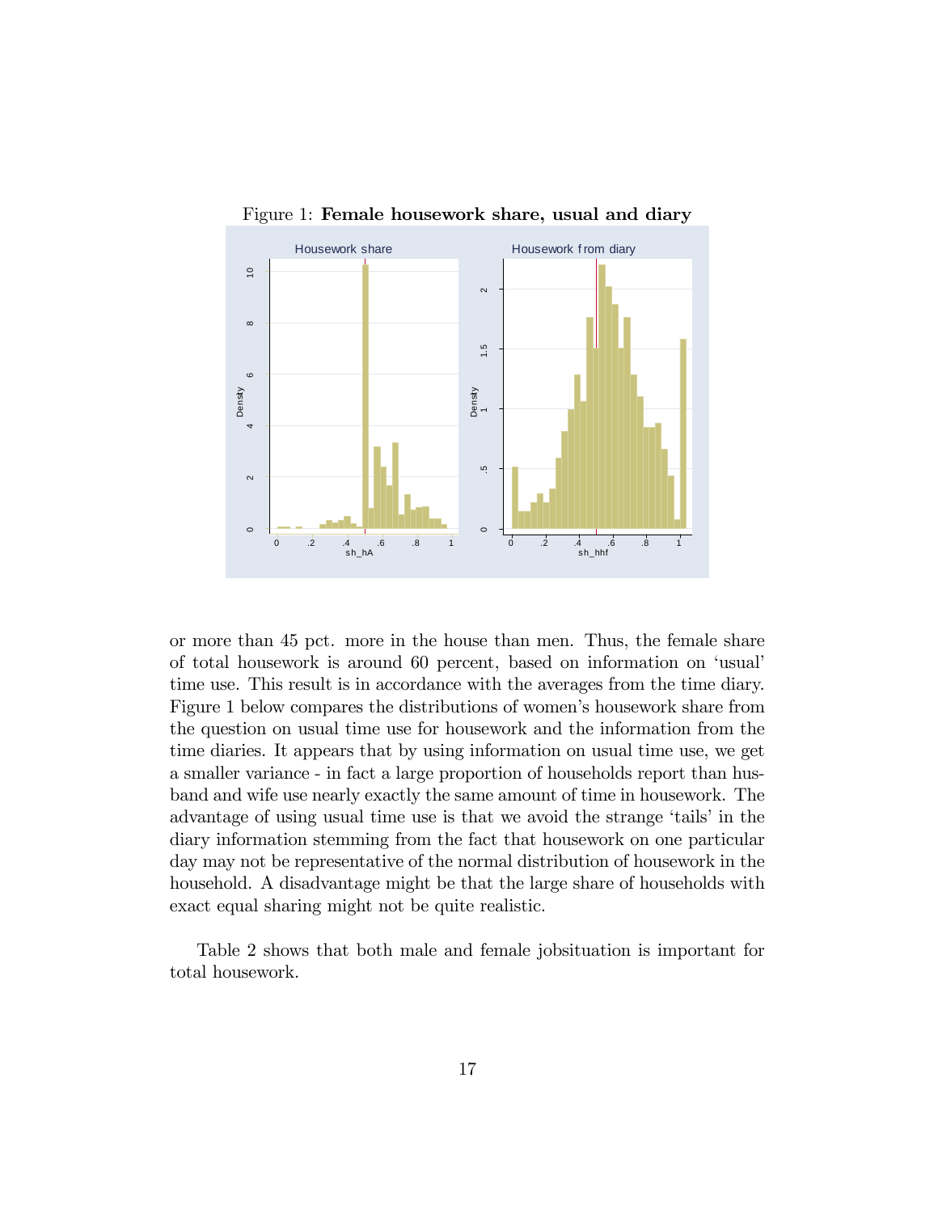Figure 1: **Female housework share, usual and diary**

or more than 45 pct. more in the house than men. Thus, the female share of total housework is around 60 percent, based on information on 'usual' time use. This result is in accordance with the averages from the time diary. Figure 1 below compares the distributions of women's housework share from the question on usual time use for housework and the information from the time diaries. It appears that by using information on usual time use, we get a smaller variance - in fact a large proportion of households report than husband and wife use nearly exactly the same amount of time in housework. The advantage of using usual time use is that we avoid the strange 'tails' in the diary information stemming from the fact that housework on one particular day may not be representative of the normal distribution of housework in the household. A disadvantage might be that the large share of households with exact equal sharing might not be quite realistic.

Table 2 shows that both male and female jobsituation is important for total housework.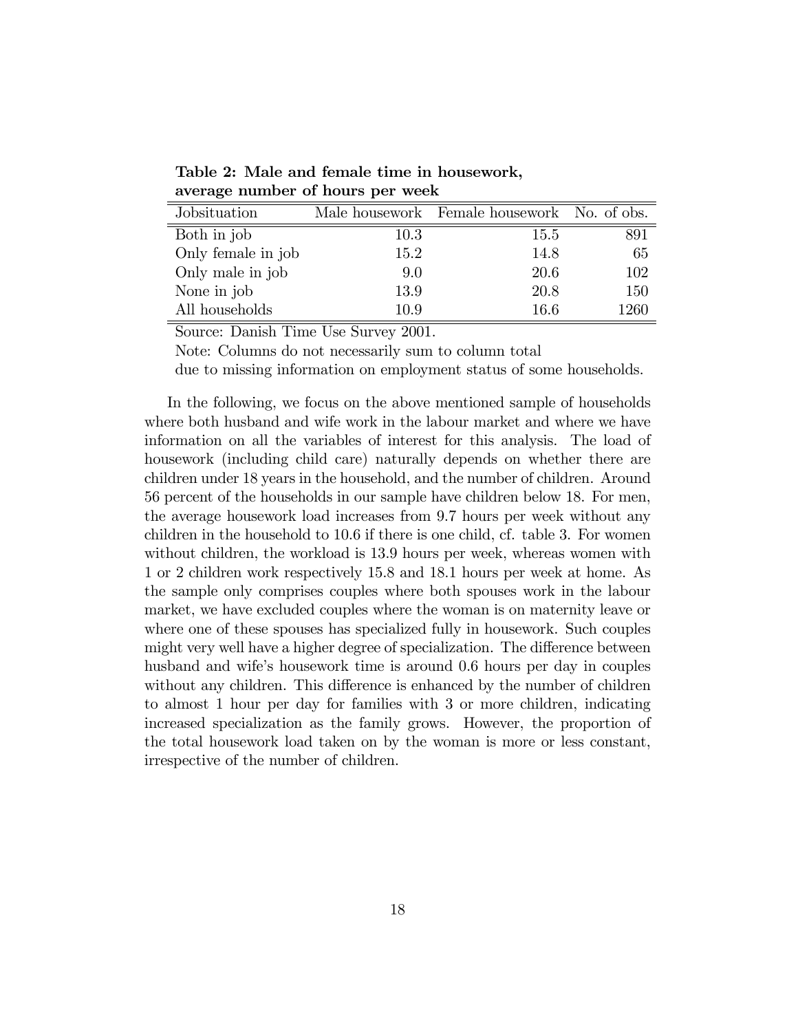**Table 2: Male and female time in housework, average number of hours per week**

| Jobsituation | Male housework | Female housework | No. of obs. |
|---|---|---|---|
| Both in job | 10.3 | 15.5 | 891 |
| Only female in job | 15.2 | 14.8 | 65 |
| Only male in job | 9.0 | 20.6 | 102 |
| None in job | 13.9 | 20.8 | 150 |
| All households | 10.9 | 16.6 | 1260 |

Source: Danish Time Use Survey 2001.

Note: Columns do not necessarily sum to column total due to missing information on employment status of some households.

In the following, we focus on the above mentioned sample of households where both husband and wife work in the labour market and where we have information on all the variables of interest for this analysis. The load of housework (including child care) naturally depends on whether there are children under 18 years in the household, and the number of children. Around 56 percent of the households in our sample have children below 18. For men, the average housework load increases from 9.7 hours per week without any children in the household to 10.6 if there is one child, cf. table 3. For women without children, the workload is 13.9 hours per week, whereas women with 1 or 2 children work respectively 15.8 and 18.1 hours per week at home. As the sample only comprises couples where both spouses work in the labour market, we have excluded couples where the woman is on maternity leave or where one of these spouses has specialized fully in housework. Such couples might very well have a higher degree of specialization. The difference between husband and wife's housework time is around 0.6 hours per day in couples without any children. This difference is enhanced by the number of children to almost 1 hour per day for families with 3 or more children, indicating increased specialization as the family grows. However, the proportion of the total housework load taken on by the woman is more or less constant, irrespective of the number of children.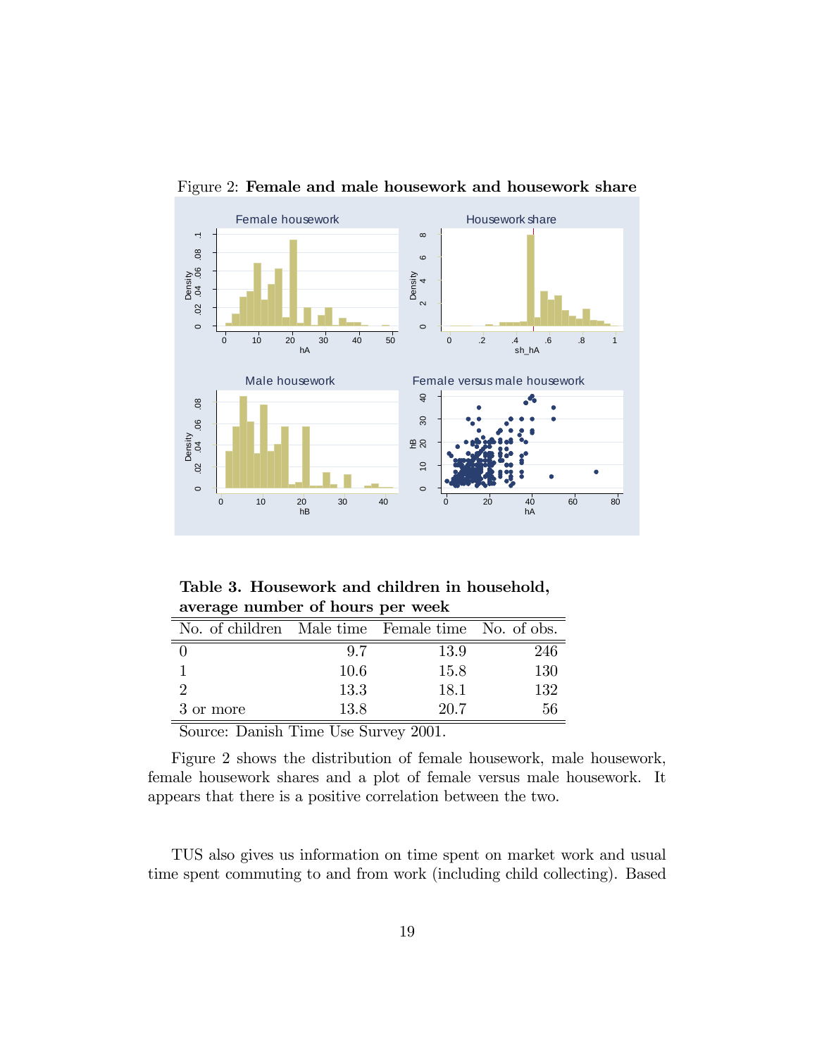Figure 2: **Female and male housework and housework share**

**Table 3. Housework and children in household, average number of hours per week**

| No. of children | Male time | Female time | No. of obs. |
|---|---|---|---|
| 0 | 9.7 | 13.9 | 246 |
| 1 | 10.6 | 15.8 | 130 |
| 2 | 13.3 | 18.1 | 132 |
| 3 or more | 13.8 | 20.7 | 56 |

Source: Danish Time Use Survey 2001.

Figure 2 shows the distribution of female housework, male housework, female housework shares and a plot of female versus male housework. It appears that there is a positive correlation between the two.

TUS also gives us information on time spent on market work and usual time spent commuting to and from work (including child collecting). Based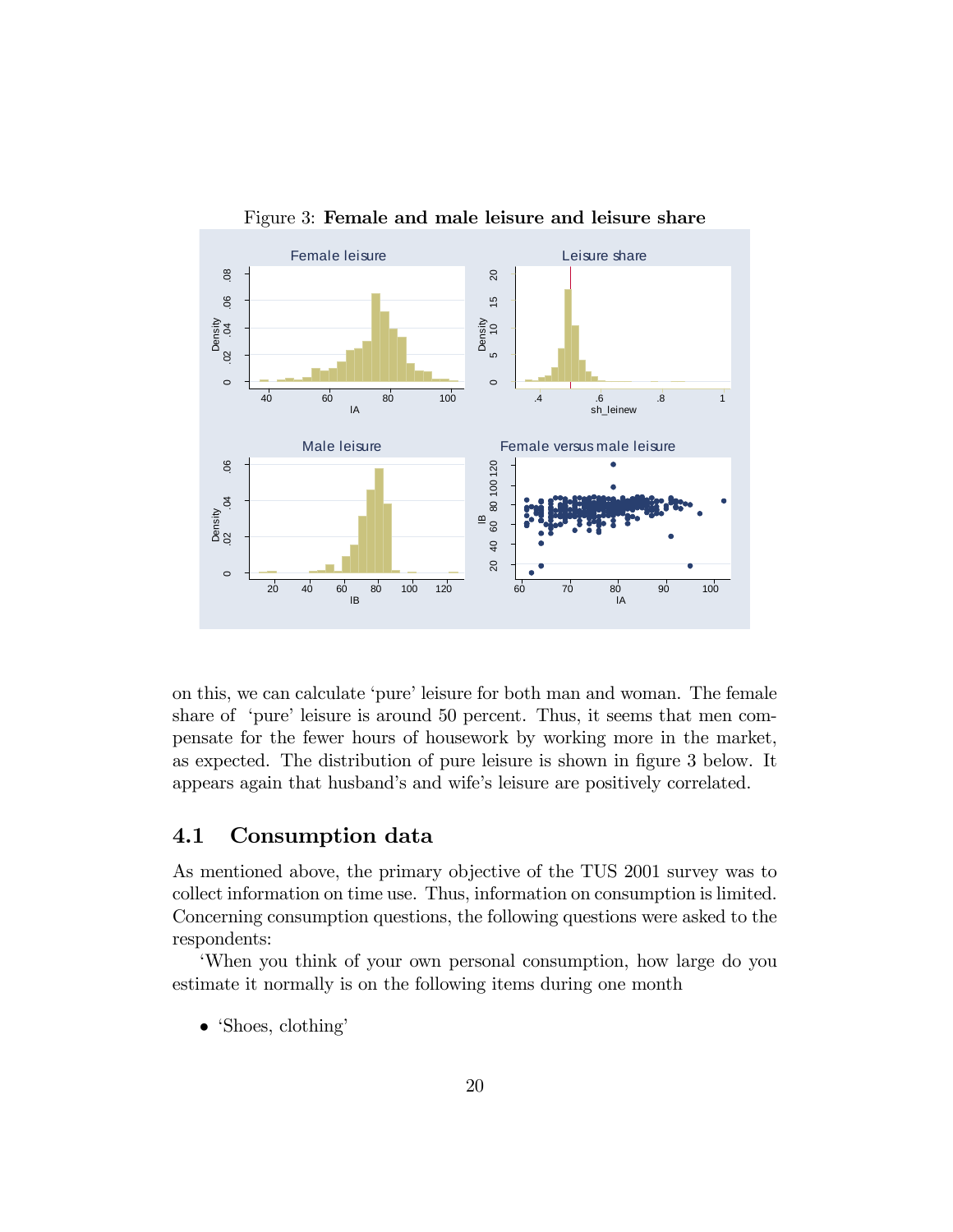Figure 3: **Female and male leisure and leisure share**

on this, we can calculate 'pure' leisure for both man and woman. The female share of 'pure' leisure is around 50 percent. Thus, it seems that men compensate for the fewer hours of housework by working more in the market, as expected. The distribution of pure leisure is shown in figure 3 below. It appears again that husband's and wife's leisure are positively correlated.

## 4.1 Consumption data

As mentioned above, the primary objective of the TUS 2001 survey was to collect information on time use. Thus, information on consumption is limited. Concerning consumption questions, the following questions were asked to the respondents:

'When you think of your own personal consumption, how large do you estimate it normally is on the following items during one month

- 'Shoes, clothing'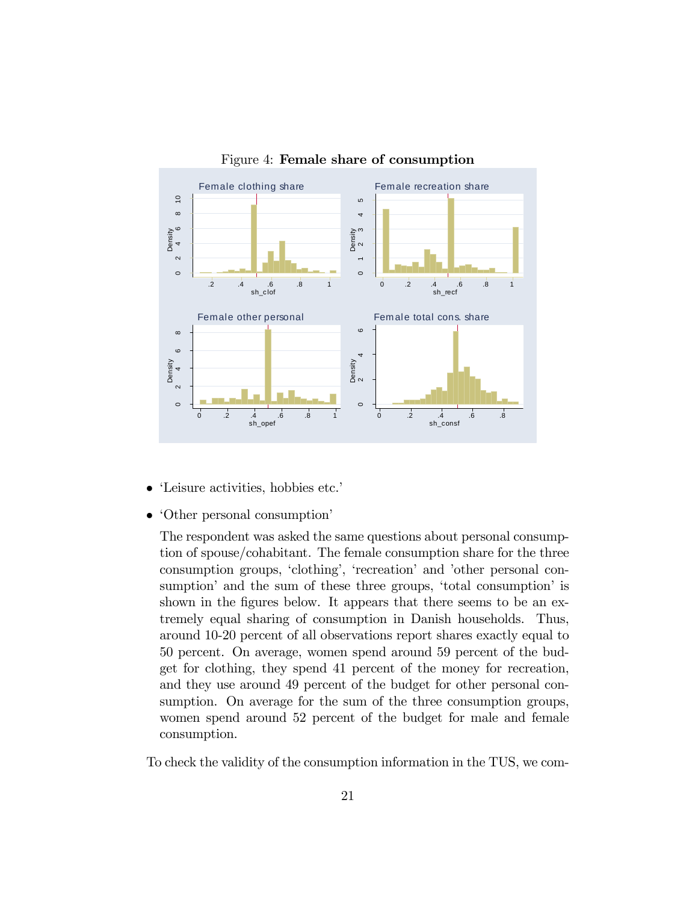Figure 4: **Female share of consumption**

- 'Leisure activities, hobbies etc.'
- 'Other personal consumption'

  The respondent was asked the same questions about personal consumption of spouse/cohabitant. The female consumption share for the three consumption groups, 'clothing', 'recreation' and 'other personal consumption' and the sum of these three groups, 'total consumption' is shown in the figures below. It appears that there seems to be an extremely equal sharing of consumption in Danish households. Thus, around 10-20 percent of all observations report shares exactly equal to 50 percent. On average, women spend around 59 percent of the budget for clothing, they spend 41 percent of the money for recreation, and they use around 49 percent of the budget for other personal consumption. On average for the sum of the three consumption groups, women spend around 52 percent of the budget for male and female consumption.

To check the validity of the consumption information in the TUS, we com-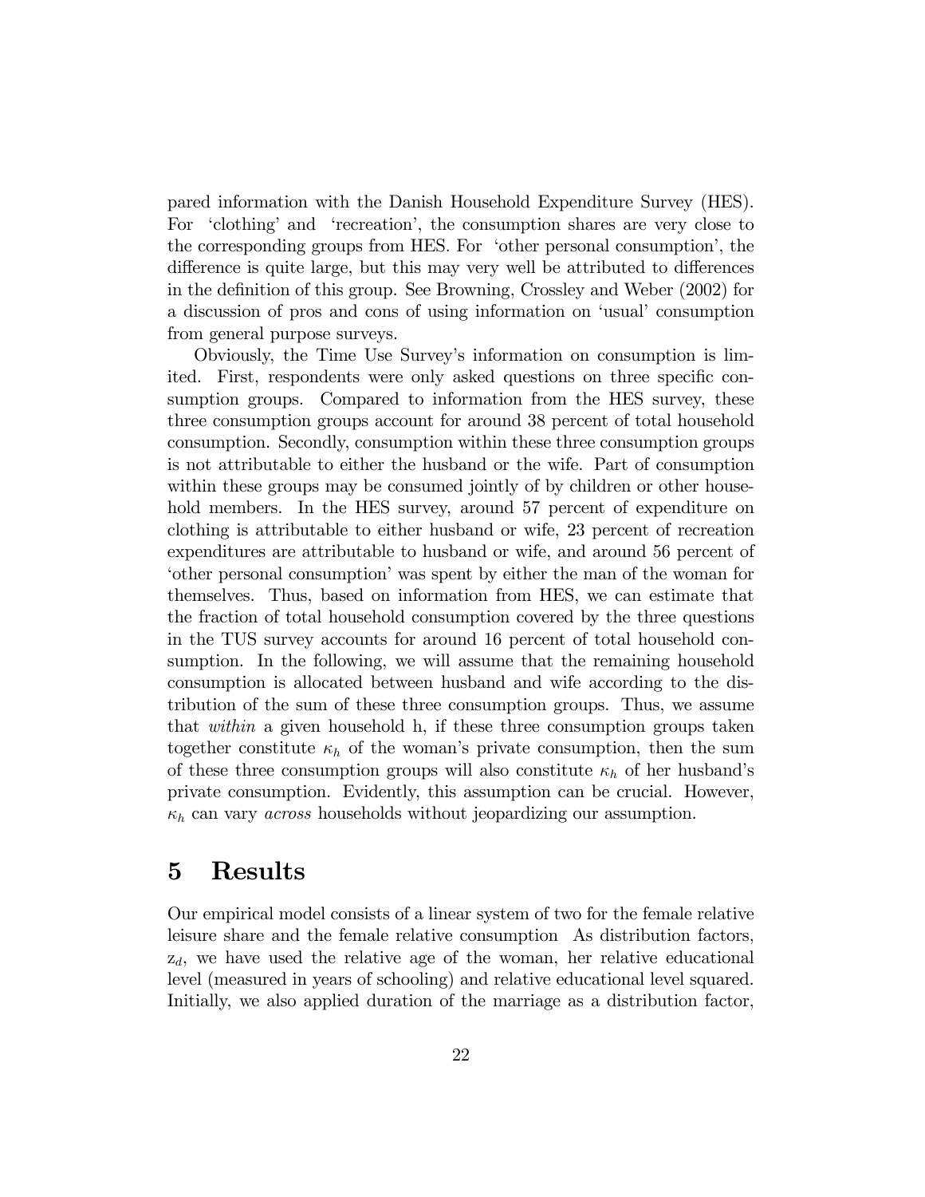pared information with the Danish Household Expenditure Survey (HES). For 'clothing' and 'recreation', the consumption shares are very close to the corresponding groups from HES. For 'other personal consumption', the difference is quite large, but this may very well be attributed to differences in the definition of this group. See Browning, Crossley and Weber (2002) for a discussion of pros and cons of using information on 'usual' consumption from general purpose surveys.

Obviously, the Time Use Survey's information on consumption is limited. First, respondents were only asked questions on three specific consumption groups. Compared to information from the HES survey, these three consumption groups account for around 38 percent of total household consumption. Secondly, consumption within these three consumption groups is not attributable to either the husband or the wife. Part of consumption within these groups may be consumed jointly of by children or other household members. In the HES survey, around 57 percent of expenditure on clothing is attributable to either husband or wife, 23 percent of recreation expenditures are attributable to husband or wife, and around 56 percent of 'other personal consumption' was spent by either the man of the woman for themselves. Thus, based on information from HES, we can estimate that the fraction of total household consumption covered by the three questions in the TUS survey accounts for around 16 percent of total household consumption. In the following, we will assume that the remaining household consumption is allocated between husband and wife according to the distribution of the sum of these three consumption groups. Thus, we assume that *within* a given household h, if these three consumption groups taken together constitute $\kappa_h$ of the woman's private consumption, then the sum of these three consumption groups will also constitute $\kappa_h$ of her husband's private consumption. Evidently, this assumption can be crucial. However, $\kappa_h$ can vary *across* households without jeopardizing our assumption.

# 5 Results

Our empirical model consists of a linear system of two for the female relative leisure share and the female relative consumption As distribution factors, $z_d$, we have used the relative age of the woman, her relative educational level (measured in years of schooling) and relative educational level squared. Initially, we also applied duration of the marriage as a distribution factor,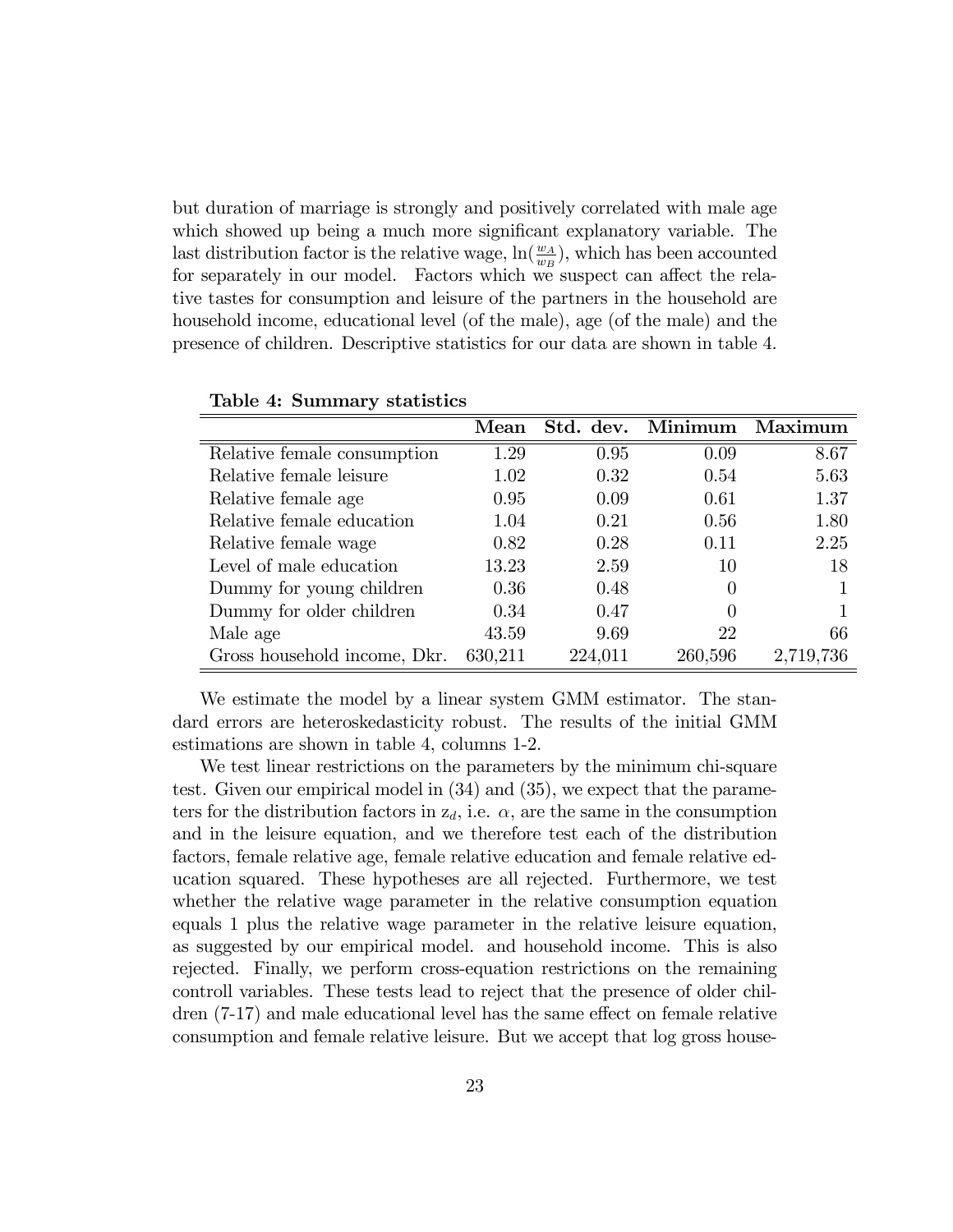but duration of marriage is strongly and positively correlated with male age which showed up being a much more significant explanatory variable. The last distribution factor is the relative wage, $\ln(\frac{w_A}{w_B})$, which has been accounted for separately in our model. Factors which we suspect can affect the relative tastes for consumption and leisure of the partners in the household are household income, educational level (of the male), age (of the male) and the presence of children. Descriptive statistics for our data are shown in table 4.

**Table 4: Summary statistics**

| | Mean | Std. dev. | Minimum | Maximum |
|---|---|---|---|---|
| Relative female consumption | 1.29 | 0.95 | 0.09 | 8.67 |
| Relative female leisure | 1.02 | 0.32 | 0.54 | 5.63 |
| Relative female age | 0.95 | 0.09 | 0.61 | 1.37 |
| Relative female education | 1.04 | 0.21 | 0.56 | 1.80 |
| Relative female wage | 0.82 | 0.28 | 0.11 | 2.25 |
| Level of male education | 13.23 | 2.59 | 10 | 18 |
| Dummy for young children | 0.36 | 0.48 | 0 | 1 |
| Dummy for older children | 0.34 | 0.47 | 0 | 1 |
| Male age | 43.59 | 9.69 | 22 | 66 |
| Gross household income, Dkr. | 630,211 | 224,011 | 260,596 | 2,719,736 |

We estimate the model by a linear system GMM estimator. The standard errors are heteroskedasticity robust. The results of the initial GMM estimations are shown in table 4, columns 1-2.

We test linear restrictions on the parameters by the minimum chi-square test. Given our empirical model in (34) and (35), we expect that the parameters for the distribution factors in $z_d$, i.e. $\alpha$, are the same in the consumption and in the leisure equation, and we therefore test each of the distribution factors, female relative age, female relative education and female relative education squared. These hypotheses are all rejected. Furthermore, we test whether the relative wage parameter in the relative consumption equation equals 1 plus the relative wage parameter in the relative leisure equation, as suggested by our empirical model. and household income. This is also rejected. Finally, we perform cross-equation restrictions on the remaining controll variables. These tests lead to reject that the presence of older children (7-17) and male educational level has the same effect on female relative consumption and female relative leisure. But we accept that log gross house-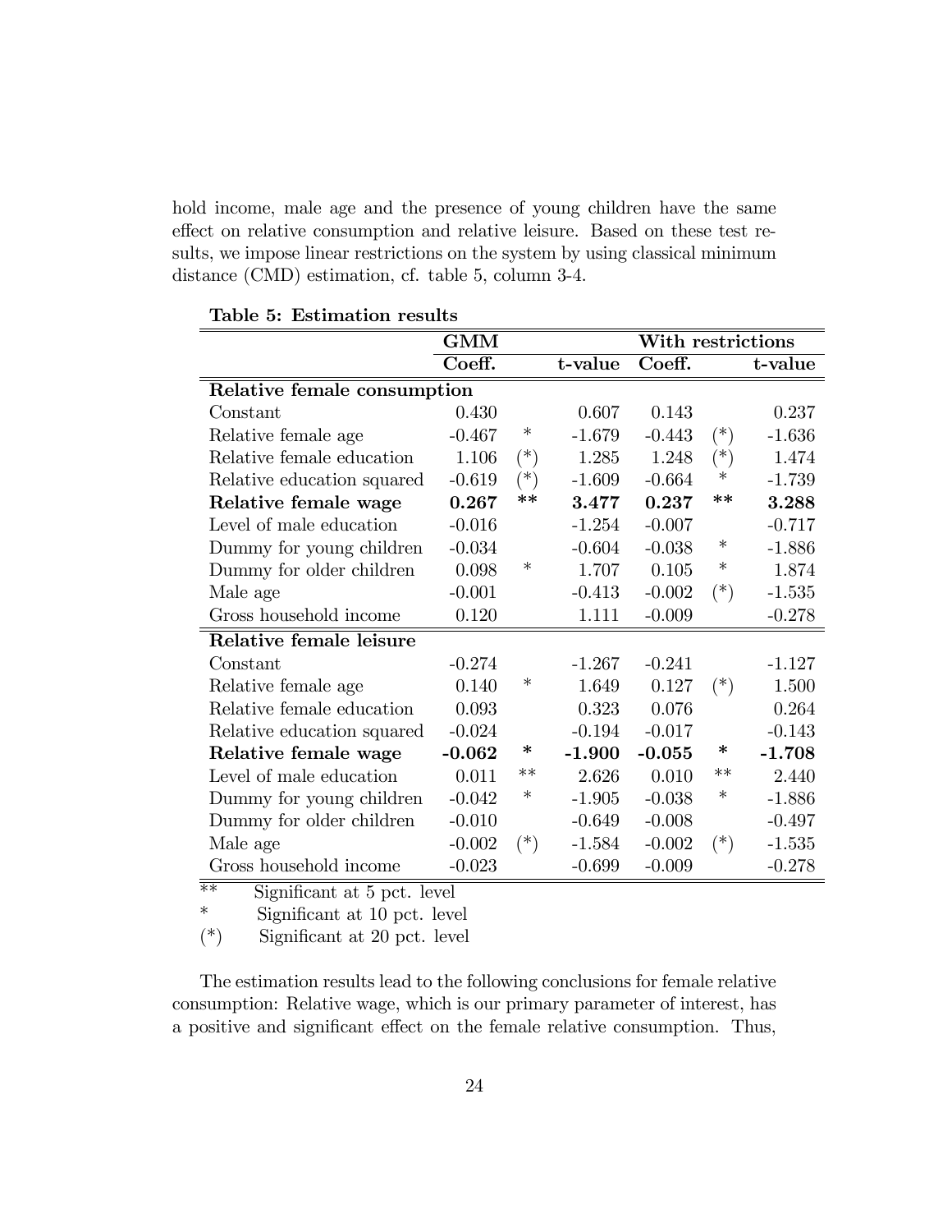hold income, male age and the presence of young children have the same effect on relative consumption and relative leisure. Based on these test results, we impose linear restrictions on the system by using classical minimum distance (CMD) estimation, cf. table 5, column 3-4.

**Table 5: Estimation results**

| | **GMM** | | | **With restrictions** | | |
|---|---|---|---|---|---|---|
| | **Coeff.** | | **t-value** | **Coeff.** | | **t-value** |
| **Relative female consumption** | | | | | | |
| Constant | 0.430 | | 0.607 | 0.143 | | 0.237 |
| Relative female age | -0.467 | * | -1.679 | -0.443 | (*) | -1.636 |
| Relative female education | 1.106 | (*) | 1.285 | 1.248 | (*) | 1.474 |
| Relative education squared | -0.619 | (*) | -1.609 | -0.664 | * | -1.739 |
| **Relative female wage** | **0.267** | ** | **3.477** | **0.237** | ** | **3.288** |
| Level of male education | -0.016 | | -1.254 | -0.007 | | -0.717 |
| Dummy for young children | -0.034 | | -0.604 | -0.038 | * | -1.886 |
| Dummy for older children | 0.098 | * | 1.707 | 0.105 | * | 1.874 |
| Male age | -0.001 | | -0.413 | -0.002 | (*) | -1.535 |
| Gross household income | 0.120 | | 1.111 | -0.009 | | -0.278 |
| **Relative female leisure** | | | | | | |
| Constant | -0.274 | | -1.267 | -0.241 | | -1.127 |
| Relative female age | 0.140 | * | 1.649 | 0.127 | (*) | 1.500 |
| Relative female education | 0.093 | | 0.323 | 0.076 | | 0.264 |
| Relative education squared | -0.024 | | -0.194 | -0.017 | | -0.143 |
| **Relative female wage** | **-0.062** | * | **-1.900** | **-0.055** | * | **-1.708** |
| Level of male education | 0.011 | ** | 2.626 | 0.010 | ** | 2.440 |
| Dummy for young children | -0.042 | * | -1.905 | -0.038 | * | -1.886 |
| Dummy for older children | -0.010 | | -0.649 | -0.008 | | -0.497 |
| Male age | -0.002 | (*) | -1.584 | -0.002 | (*) | -1.535 |
| Gross household income | -0.023 | | -0.699 | -0.009 | | -0.278 |

** Significant at 5 pct. level

* Significant at 10 pct. level

(*) Significant at 20 pct. level

The estimation results lead to the following conclusions for female relative consumption: Relative wage, which is our primary parameter of interest, has a positive and significant effect on the female relative consumption. Thus,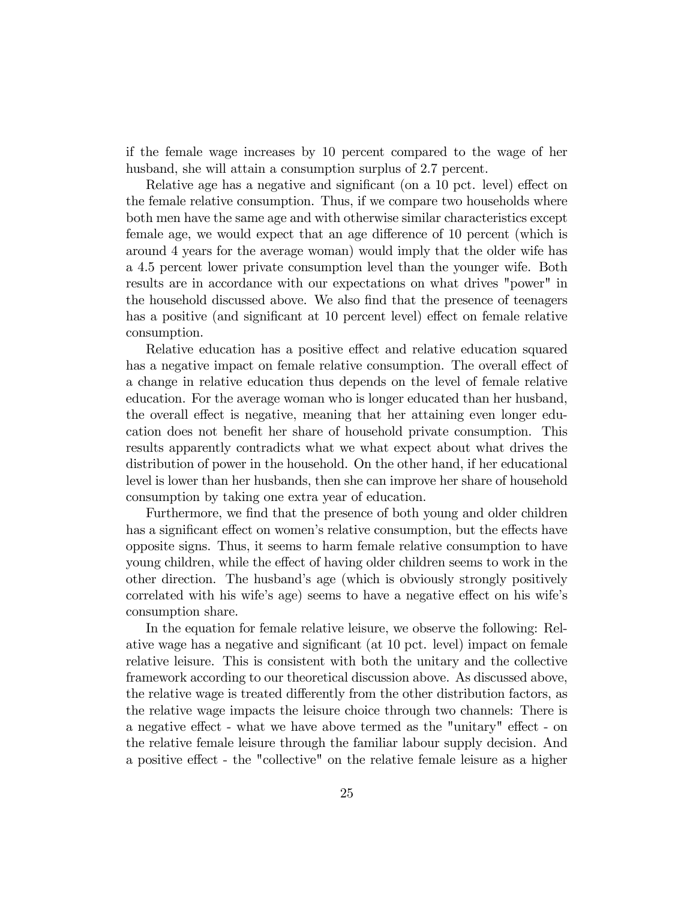if the female wage increases by 10 percent compared to the wage of her husband, she will attain a consumption surplus of 2.7 percent.

Relative age has a negative and significant (on a 10 pct. level) effect on the female relative consumption. Thus, if we compare two households where both men have the same age and with otherwise similar characteristics except female age, we would expect that an age difference of 10 percent (which is around 4 years for the average woman) would imply that the older wife has a 4.5 percent lower private consumption level than the younger wife. Both results are in accordance with our expectations on what drives "power" in the household discussed above. We also find that the presence of teenagers has a positive (and significant at 10 percent level) effect on female relative consumption.

Relative education has a positive effect and relative education squared has a negative impact on female relative consumption. The overall effect of a change in relative education thus depends on the level of female relative education. For the average woman who is longer educated than her husband, the overall effect is negative, meaning that her attaining even longer education does not benefit her share of household private consumption. This results apparently contradicts what we what expect about what drives the distribution of power in the household. On the other hand, if her educational level is lower than her husbands, then she can improve her share of household consumption by taking one extra year of education.

Furthermore, we find that the presence of both young and older children has a significant effect on women's relative consumption, but the effects have opposite signs. Thus, it seems to harm female relative consumption to have young children, while the effect of having older children seems to work in the other direction. The husband's age (which is obviously strongly positively correlated with his wife's age) seems to have a negative effect on his wife's consumption share.

In the equation for female relative leisure, we observe the following: Relative wage has a negative and significant (at 10 pct. level) impact on female relative leisure. This is consistent with both the unitary and the collective framework according to our theoretical discussion above. As discussed above, the relative wage is treated differently from the other distribution factors, as the relative wage impacts the leisure choice through two channels: There is a negative effect - what we have above termed as the "unitary" effect - on the relative female leisure through the familiar labour supply decision. And a positive effect - the "collective" on the relative female leisure as a higher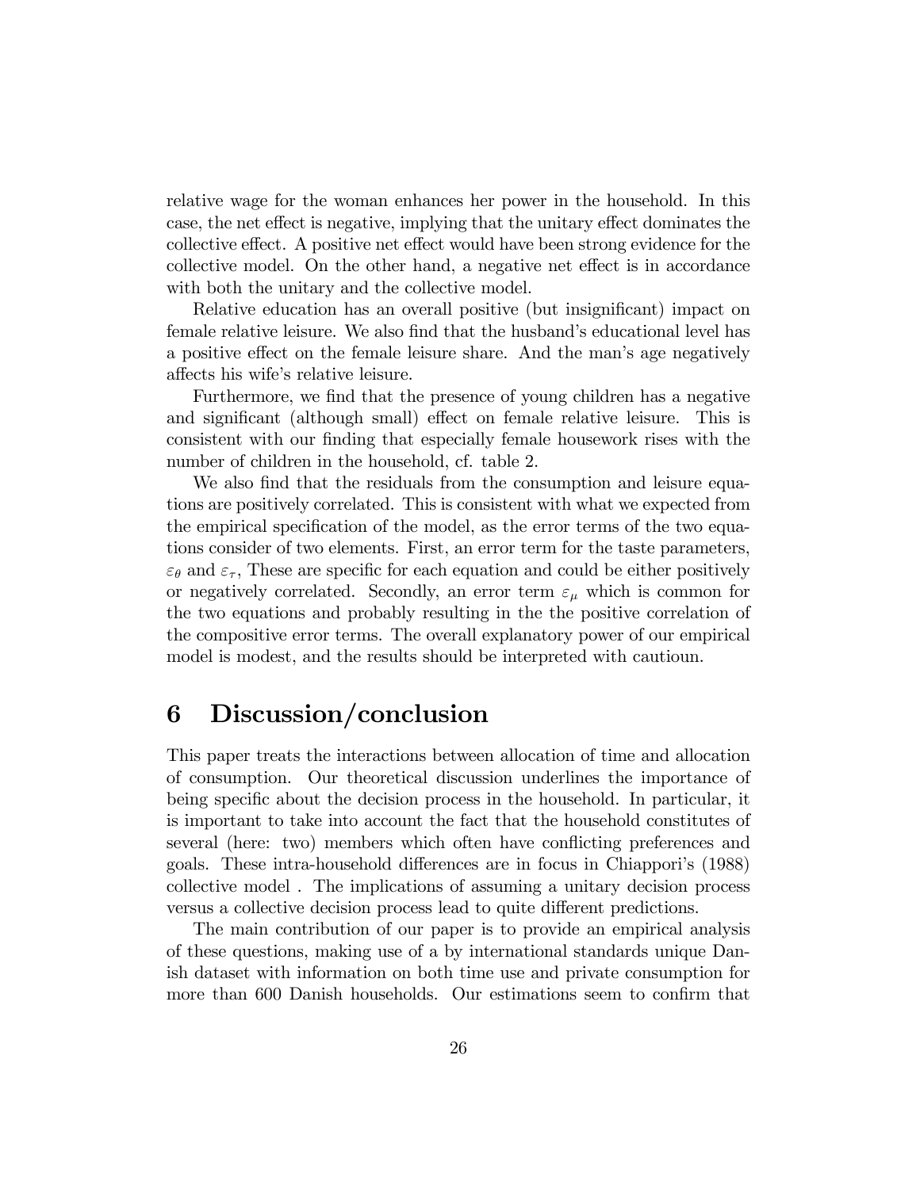relative wage for the woman enhances her power in the household. In this case, the net effect is negative, implying that the unitary effect dominates the collective effect. A positive net effect would have been strong evidence for the collective model. On the other hand, a negative net effect is in accordance with both the unitary and the collective model.

Relative education has an overall positive (but insignificant) impact on female relative leisure. We also find that the husband's educational level has a positive effect on the female leisure share. And the man's age negatively affects his wife's relative leisure.

Furthermore, we find that the presence of young children has a negative and significant (although small) effect on female relative leisure. This is consistent with our finding that especially female housework rises with the number of children in the household, cf. table 2.

We also find that the residuals from the consumption and leisure equations are positively correlated. This is consistent with what we expected from the empirical specification of the model, as the error terms of the two equations consider of two elements. First, an error term for the taste parameters, $\varepsilon_\theta$ and $\varepsilon_\tau$, These are specific for each equation and could be either positively or negatively correlated. Secondly, an error term $\varepsilon_\mu$ which is common for the two equations and probably resulting in the the positive correlation of the compositive error terms. The overall explanatory power of our empirical model is modest, and the results should be interpreted with cautioun.

# 6 Discussion/conclusion

This paper treats the interactions between allocation of time and allocation of consumption. Our theoretical discussion underlines the importance of being specific about the decision process in the household. In particular, it is important to take into account the fact that the household constitutes of several (here: two) members which often have conflicting preferences and goals. These intra-household differences are in focus in Chiappori's (1988) collective model . The implications of assuming a unitary decision process versus a collective decision process lead to quite different predictions.

The main contribution of our paper is to provide an empirical analysis of these questions, making use of a by international standards unique Danish dataset with information on both time use and private consumption for more than 600 Danish households. Our estimations seem to confirm that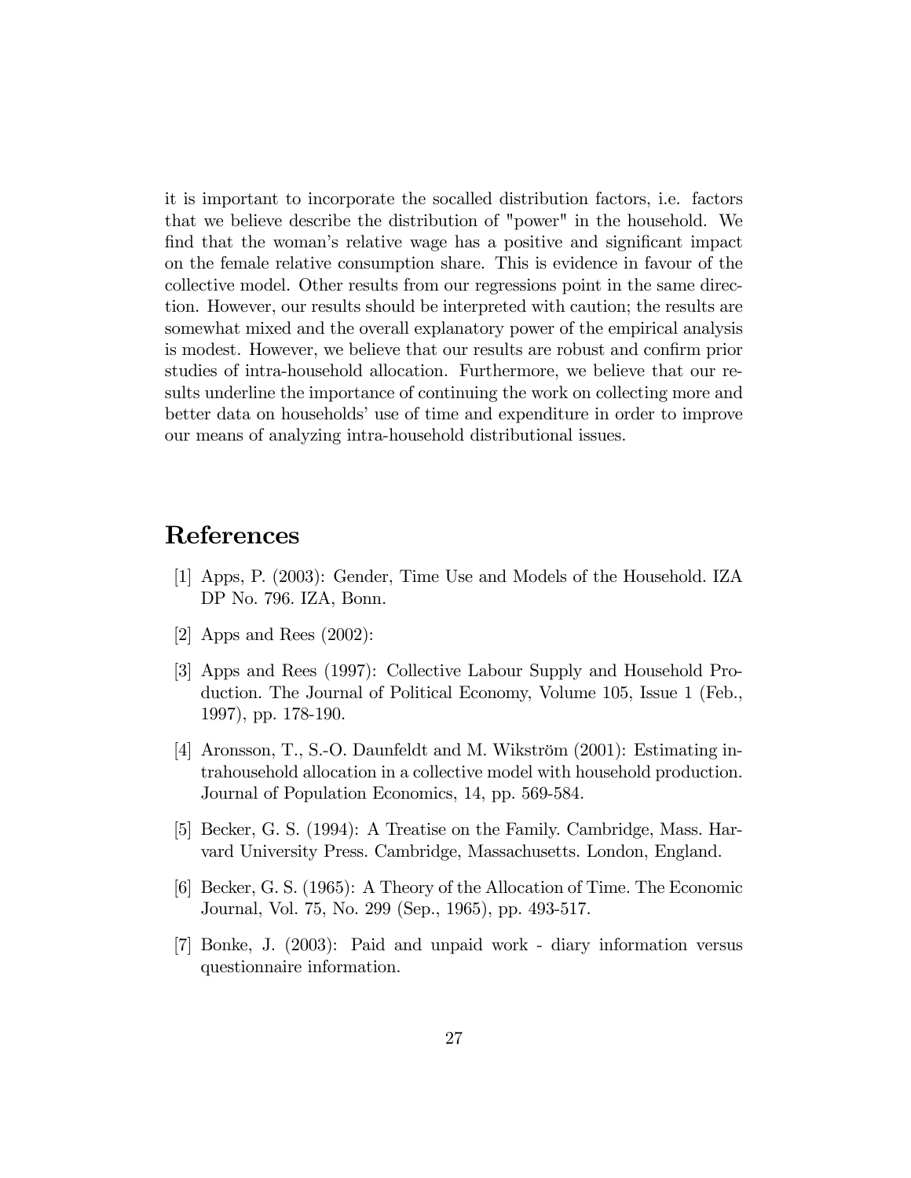it is important to incorporate the socalled distribution factors, i.e. factors that we believe describe the distribution of "power" in the household. We find that the woman's relative wage has a positive and significant impact on the female relative consumption share. This is evidence in favour of the collective model. Other results from our regressions point in the same direction. However, our results should be interpreted with caution; the results are somewhat mixed and the overall explanatory power of the empirical analysis is modest. However, we believe that our results are robust and confirm prior studies of intra-household allocation. Furthermore, we believe that our results underline the importance of continuing the work on collecting more and better data on households' use of time and expenditure in order to improve our means of analyzing intra-household distributional issues.

# References

[1] Apps, P. (2003): Gender, Time Use and Models of the Household. IZA DP No. 796. IZA, Bonn.

[2] Apps and Rees (2002):

[3] Apps and Rees (1997): Collective Labour Supply and Household Production. The Journal of Political Economy, Volume 105, Issue 1 (Feb., 1997), pp. 178-190.

[4] Aronsson, T., S.-O. Daunfeldt and M. Wikström (2001): Estimating intrahousehold allocation in a collective model with household production. Journal of Population Economics, 14, pp. 569-584.

[5] Becker, G. S. (1994): A Treatise on the Family. Cambridge, Mass. Harvard University Press. Cambridge, Massachusetts. London, England.

[6] Becker, G. S. (1965): A Theory of the Allocation of Time. The Economic Journal, Vol. 75, No. 299 (Sep., 1965), pp. 493-517.

[7] Bonke, J. (2003): Paid and unpaid work - diary information versus questionnaire information.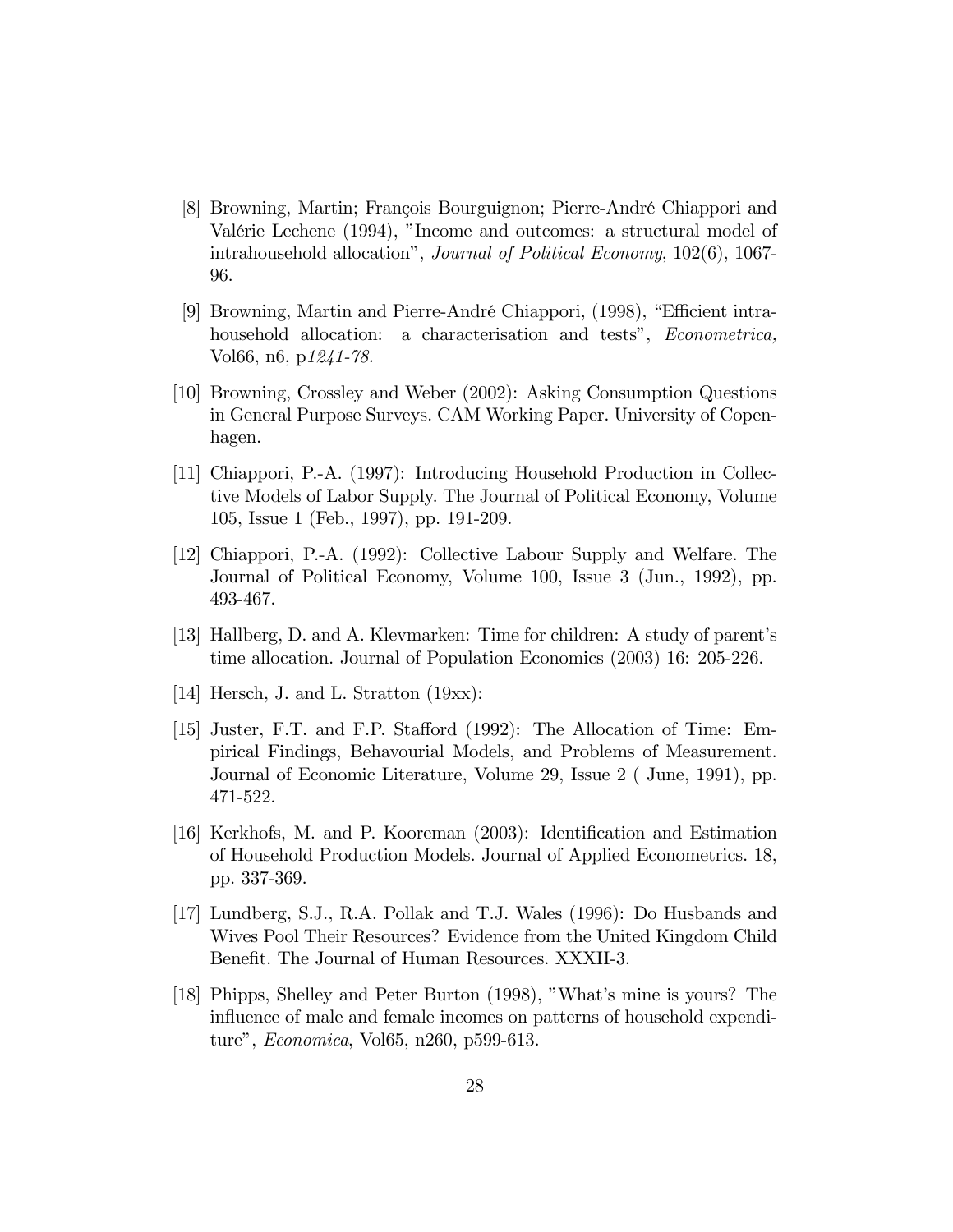[8] Browning, Martin; François Bourguignon; Pierre-André Chiappori and Valérie Lechene (1994), "Income and outcomes: a structural model of intrahousehold allocation", *Journal of Political Economy*, 102(6), 1067-96.

[9] Browning, Martin and Pierre-André Chiappori, (1998), "Efficient intra-household allocation: a characterisation and tests", *Econometrica,* Vol66, n6, p*1241-78.*

[10] Browning, Crossley and Weber (2002): Asking Consumption Questions in General Purpose Surveys. CAM Working Paper. University of Copenhagen.

[11] Chiappori, P.-A. (1997): Introducing Household Production in Collective Models of Labor Supply. The Journal of Political Economy, Volume 105, Issue 1 (Feb., 1997), pp. 191-209.

[12] Chiappori, P.-A. (1992): Collective Labour Supply and Welfare. The Journal of Political Economy, Volume 100, Issue 3 (Jun., 1992), pp. 493-467.

[13] Hallberg, D. and A. Klevmarken: Time for children: A study of parent's time allocation. Journal of Population Economics (2003) 16: 205-226.

[14] Hersch, J. and L. Stratton (19xx):

[15] Juster, F.T. and F.P. Stafford (1992): The Allocation of Time: Empirical Findings, Behavourial Models, and Problems of Measurement. Journal of Economic Literature, Volume 29, Issue 2 ( June, 1991), pp. 471-522.

[16] Kerkhofs, M. and P. Kooreman (2003): Identification and Estimation of Household Production Models. Journal of Applied Econometrics. 18, pp. 337-369.

[17] Lundberg, S.J., R.A. Pollak and T.J. Wales (1996): Do Husbands and Wives Pool Their Resources? Evidence from the United Kingdom Child Benefit. The Journal of Human Resources. XXXII-3.

[18] Phipps, Shelley and Peter Burton (1998), "What's mine is yours? The influence of male and female incomes on patterns of household expenditure", *Economica*, Vol65, n260, p599-613.